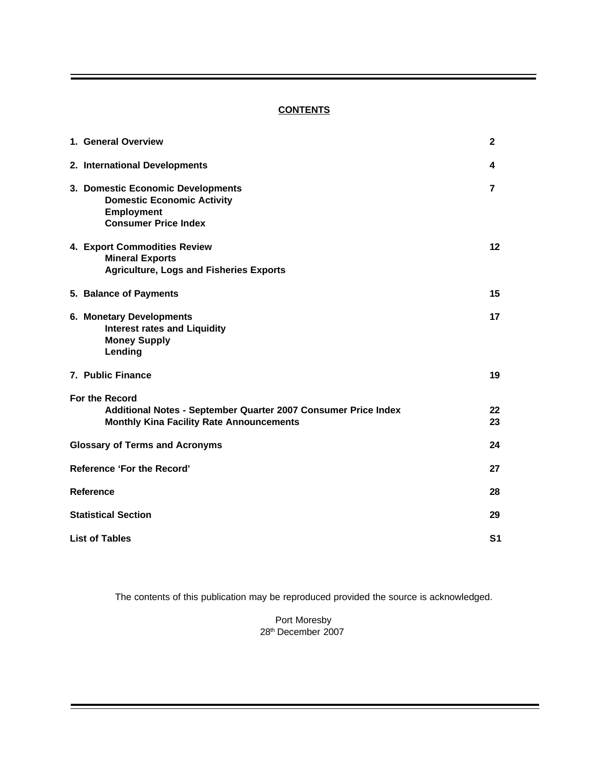## CONTENTS

| | |
|---|---|
| **1. General Overview** | **2** |
| **2. International Developments** | **4** |
| **3. Domestic Economic Developments**<br>**Domestic Economic Activity**<br>**Employment**<br>**Consumer Price Index** | **7** |
| **4. Export Commodities Review**<br>**Mineral Exports**<br>**Agriculture, Logs and Fisheries Exports** | **12** |
| **5. Balance of Payments** | **15** |
| **6. Monetary Developments**<br>**Interest rates and Liquidity**<br>**Money Supply**<br>**Lending** | **17** |
| **7. Public Finance** | **19** |
| **For the Record** | |
| **Additional Notes - September Quarter 2007 Consumer Price Index** | **22** |
| **Monthly Kina Facility Rate Announcements** | **23** |
| **Glossary of Terms and Acronyms** | **24** |
| **Reference 'For the Record'** | **27** |
| **Reference** | **28** |
| **Statistical Section** | **29** |
| **List of Tables** | **S1** |

The contents of this publication may be reproduced provided the source is acknowledged.

Port Moresby
28th December 2007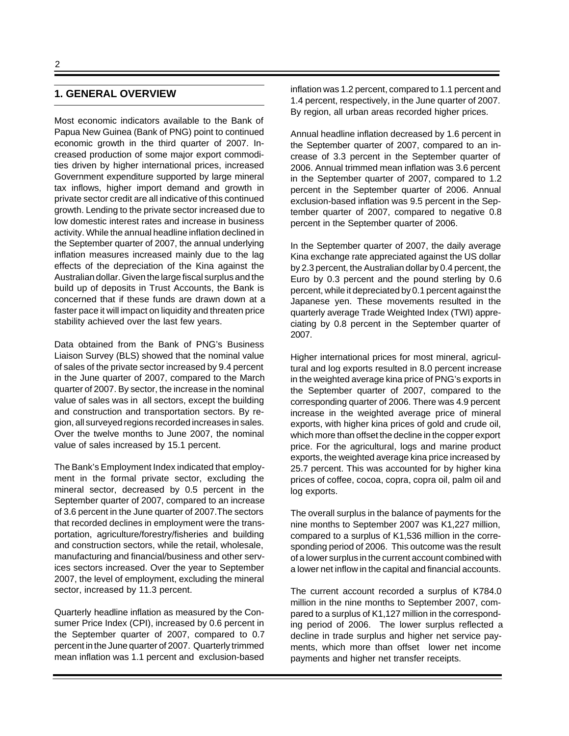## 1. GENERAL OVERVIEW

Most economic indicators available to the Bank of Papua New Guinea (Bank of PNG) point to continued economic growth in the third quarter of 2007. Increased production of some major export commodities driven by higher international prices, increased Government expenditure supported by large mineral tax inflows, higher import demand and growth in private sector credit are all indicative of this continued growth. Lending to the private sector increased due to low domestic interest rates and increase in business activity. While the annual headline inflation declined in the September quarter of 2007, the annual underlying inflation measures increased mainly due to the lag effects of the depreciation of the Kina against the Australian dollar. Given the large fiscal surplus and the build up of deposits in Trust Accounts, the Bank is concerned that if these funds are drawn down at a faster pace it will impact on liquidity and threaten price stability achieved over the last few years.

Data obtained from the Bank of PNG's Business Liaison Survey (BLS) showed that the nominal value of sales of the private sector increased by 9.4 percent in the June quarter of 2007, compared to the March quarter of 2007. By sector, the increase in the nominal value of sales was in all sectors, except the building and construction and transportation sectors. By region, all surveyed regions recorded increases in sales. Over the twelve months to June 2007, the nominal value of sales increased by 15.1 percent.

The Bank's Employment Index indicated that employment in the formal private sector, excluding the mineral sector, decreased by 0.5 percent in the September quarter of 2007, compared to an increase of 3.6 percent in the June quarter of 2007. The sectors that recorded declines in employment were the transportation, agriculture/forestry/fisheries and building and construction sectors, while the retail, wholesale, manufacturing and financial/business and other services sectors increased. Over the year to September 2007, the level of employment, excluding the mineral sector, increased by 11.3 percent.

Quarterly headline inflation as measured by the Consumer Price Index (CPI), increased by 0.6 percent in the September quarter of 2007, compared to 0.7 percent in the June quarter of 2007. Quarterly trimmed mean inflation was 1.1 percent and exclusion-based inflation was 1.2 percent, compared to 1.1 percent and 1.4 percent, respectively, in the June quarter of 2007. By region, all urban areas recorded higher prices.

Annual headline inflation decreased by 1.6 percent in the September quarter of 2007, compared to an increase of 3.3 percent in the September quarter of 2006. Annual trimmed mean inflation was 3.6 percent in the September quarter of 2007, compared to 1.2 percent in the September quarter of 2006. Annual exclusion-based inflation was 9.5 percent in the September quarter of 2007, compared to negative 0.8 percent in the September quarter of 2006.

In the September quarter of 2007, the daily average Kina exchange rate appreciated against the US dollar by 2.3 percent, the Australian dollar by 0.4 percent, the Euro by 0.3 percent and the pound sterling by 0.6 percent, while it depreciated by 0.1 percent against the Japanese yen. These movements resulted in the quarterly average Trade Weighted Index (TWI) appreciating by 0.8 percent in the September quarter of 2007.

Higher international prices for most mineral, agricultural and log exports resulted in 8.0 percent increase in the weighted average kina price of PNG's exports in the September quarter of 2007, compared to the corresponding quarter of 2006. There was 4.9 percent increase in the weighted average price of mineral exports, with higher kina prices of gold and crude oil, which more than offset the decline in the copper export price. For the agricultural, logs and marine product exports, the weighted average kina price increased by 25.7 percent. This was accounted for by higher kina prices of coffee, cocoa, copra, copra oil, palm oil and log exports.

The overall surplus in the balance of payments for the nine months to September 2007 was K1,227 million, compared to a surplus of K1,536 million in the corresponding period of 2006. This outcome was the result of a lower surplus in the current account combined with a lower net inflow in the capital and financial accounts.

The current account recorded a surplus of K784.0 million in the nine months to September 2007, compared to a surplus of K1,127 million in the corresponding period of 2006. The lower surplus reflected a decline in trade surplus and higher net service payments, which more than offset lower net income payments and higher net transfer receipts.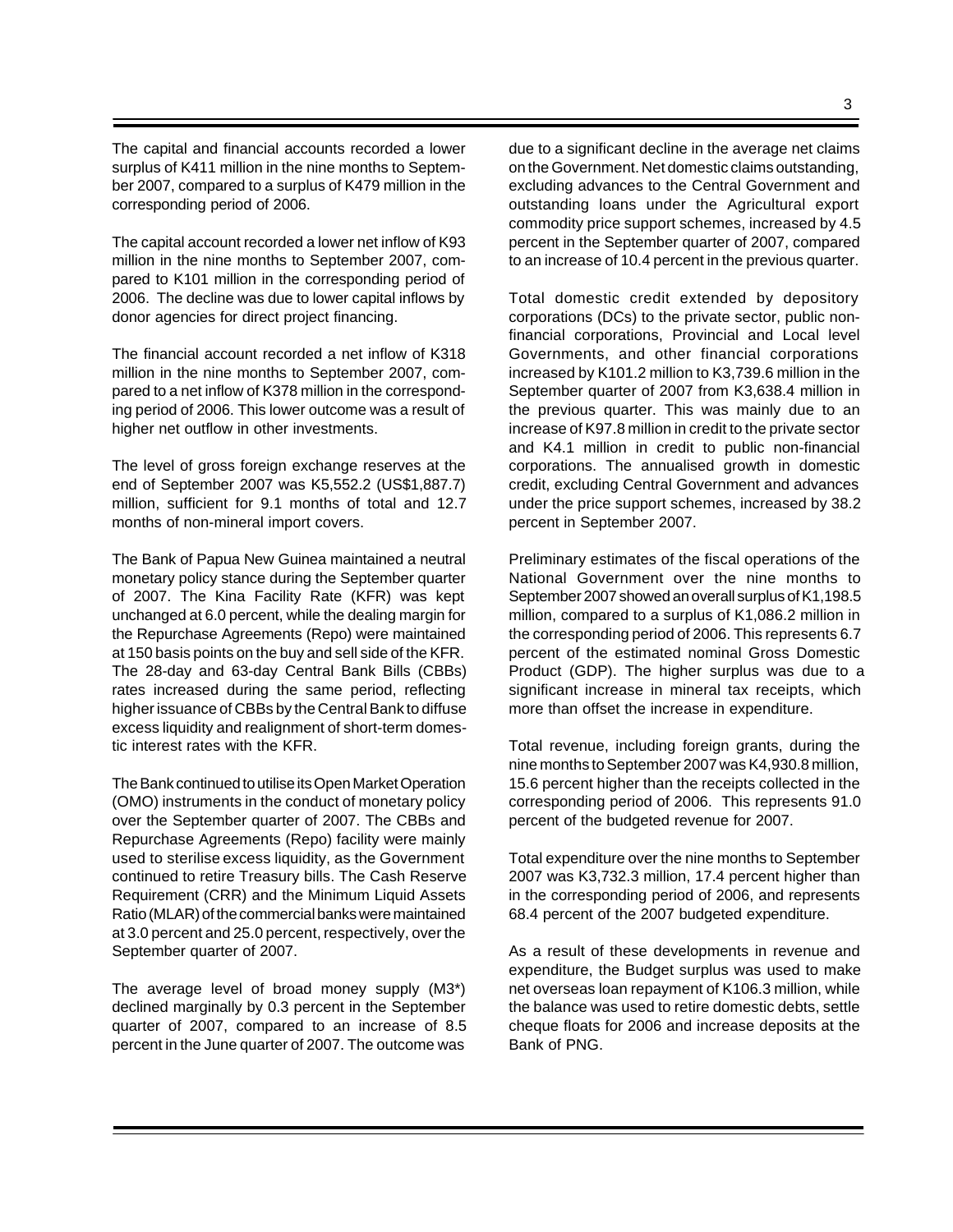The capital and financial accounts recorded a lower surplus of K411 million in the nine months to September 2007, compared to a surplus of K479 million in the corresponding period of 2006.

The capital account recorded a lower net inflow of K93 million in the nine months to September 2007, compared to K101 million in the corresponding period of 2006. The decline was due to lower capital inflows by donor agencies for direct project financing.

The financial account recorded a net inflow of K318 million in the nine months to September 2007, compared to a net inflow of K378 million in the corresponding period of 2006. This lower outcome was a result of higher net outflow in other investments.

The level of gross foreign exchange reserves at the end of September 2007 was K5,552.2 (US$1,887.7) million, sufficient for 9.1 months of total and 12.7 months of non-mineral import covers.

The Bank of Papua New Guinea maintained a neutral monetary policy stance during the September quarter of 2007. The Kina Facility Rate (KFR) was kept unchanged at 6.0 percent, while the dealing margin for the Repurchase Agreements (Repo) were maintained at 150 basis points on the buy and sell side of the KFR. The 28-day and 63-day Central Bank Bills (CBBs) rates increased during the same period, reflecting higher issuance of CBBs by the Central Bank to diffuse excess liquidity and realignment of short-term domestic interest rates with the KFR.

The Bank continued to utilise its Open Market Operation (OMO) instruments in the conduct of monetary policy over the September quarter of 2007. The CBBs and Repurchase Agreements (Repo) facility were mainly used to sterilise excess liquidity, as the Government continued to retire Treasury bills. The Cash Reserve Requirement (CRR) and the Minimum Liquid Assets Ratio (MLAR) of the commercial banks were maintained at 3.0 percent and 25.0 percent, respectively, over the September quarter of 2007.

The average level of broad money supply (M3*) declined marginally by 0.3 percent in the September quarter of 2007, compared to an increase of 8.5 percent in the June quarter of 2007. The outcome was due to a significant decline in the average net claims on the Government. Net domestic claims outstanding, excluding advances to the Central Government and outstanding loans under the Agricultural export commodity price support schemes, increased by 4.5 percent in the September quarter of 2007, compared to an increase of 10.4 percent in the previous quarter.

Total domestic credit extended by depository corporations (DCs) to the private sector, public non-financial corporations, Provincial and Local level Governments, and other financial corporations increased by K101.2 million to K3,739.6 million in the September quarter of 2007 from K3,638.4 million in the previous quarter. This was mainly due to an increase of K97.8 million in credit to the private sector and K4.1 million in credit to public non-financial corporations. The annualised growth in domestic credit, excluding Central Government and advances under the price support schemes, increased by 38.2 percent in September 2007.

Preliminary estimates of the fiscal operations of the National Government over the nine months to September 2007 showed an overall surplus of K1,198.5 million, compared to a surplus of K1,086.2 million in the corresponding period of 2006. This represents 6.7 percent of the estimated nominal Gross Domestic Product (GDP). The higher surplus was due to a significant increase in mineral tax receipts, which more than offset the increase in expenditure.

Total revenue, including foreign grants, during the nine months to September 2007 was K4,930.8 million, 15.6 percent higher than the receipts collected in the corresponding period of 2006. This represents 91.0 percent of the budgeted revenue for 2007.

Total expenditure over the nine months to September 2007 was K3,732.3 million, 17.4 percent higher than in the corresponding period of 2006, and represents 68.4 percent of the 2007 budgeted expenditure.

As a result of these developments in revenue and expenditure, the Budget surplus was used to make net overseas loan repayment of K106.3 million, while the balance was used to retire domestic debts, settle cheque floats for 2006 and increase deposits at the Bank of PNG.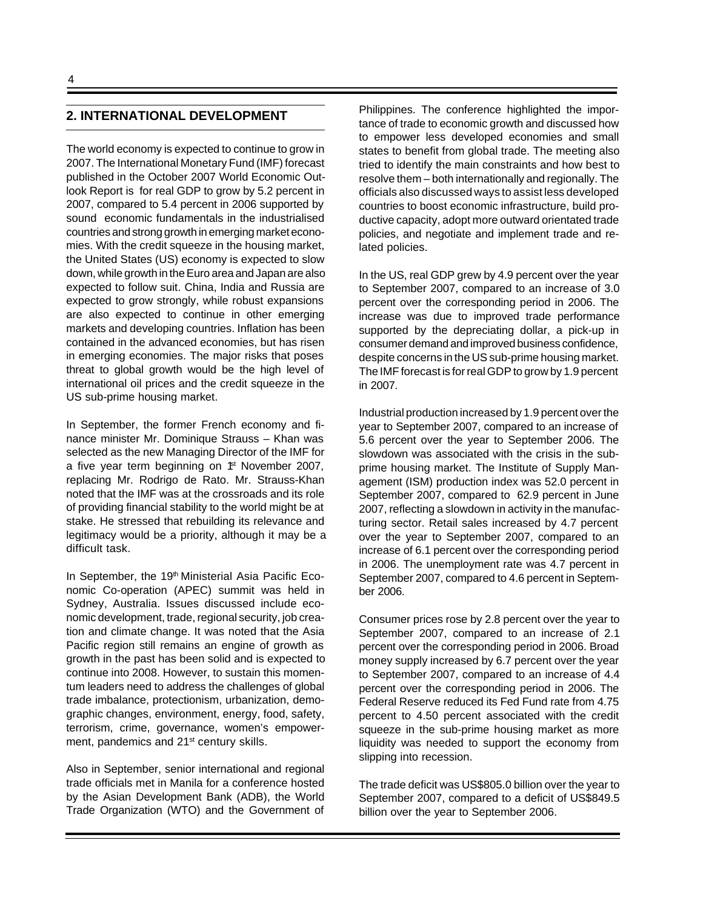## 2. INTERNATIONAL DEVELOPMENT

The world economy is expected to continue to grow in 2007. The International Monetary Fund (IMF) forecast published in the October 2007 World Economic Outlook Report is for real GDP to grow by 5.2 percent in 2007, compared to 5.4 percent in 2006 supported by sound economic fundamentals in the industrialised countries and strong growth in emerging market economies. With the credit squeeze in the housing market, the United States (US) economy is expected to slow down, while growth in the Euro area and Japan are also expected to follow suit. China, India and Russia are expected to grow strongly, while robust expansions are also expected to continue in other emerging markets and developing countries. Inflation has been contained in the advanced economies, but has risen in emerging economies. The major risks that poses threat to global growth would be the high level of international oil prices and the credit squeeze in the US sub-prime housing market.

In September, the former French economy and finance minister Mr. Dominique Strauss – Khan was selected as the new Managing Director of the IMF for a five year term beginning on 1st November 2007, replacing Mr. Rodrigo de Rato. Mr. Strauss-Khan noted that the IMF was at the crossroads and its role of providing financial stability to the world might be at stake. He stressed that rebuilding its relevance and legitimacy would be a priority, although it may be a difficult task.

In September, the 19th Ministerial Asia Pacific Economic Co-operation (APEC) summit was held in Sydney, Australia. Issues discussed include economic development, trade, regional security, job creation and climate change. It was noted that the Asia Pacific region still remains an engine of growth as growth in the past has been solid and is expected to continue into 2008. However, to sustain this momentum leaders need to address the challenges of global trade imbalance, protectionism, urbanization, demographic changes, environment, energy, food, safety, terrorism, crime, governance, women's empowerment, pandemics and 21st century skills.

Also in September, senior international and regional trade officials met in Manila for a conference hosted by the Asian Development Bank (ADB), the World Trade Organization (WTO) and the Government of Philippines. The conference highlighted the importance of trade to economic growth and discussed how to empower less developed economies and small states to benefit from global trade. The meeting also tried to identify the main constraints and how best to resolve them – both internationally and regionally. The officials also discussed ways to assist less developed countries to boost economic infrastructure, build productive capacity, adopt more outward orientated trade policies, and negotiate and implement trade and related policies.

In the US, real GDP grew by 4.9 percent over the year to September 2007, compared to an increase of 3.0 percent over the corresponding period in 2006. The increase was due to improved trade performance supported by the depreciating dollar, a pick-up in consumer demand and improved business confidence, despite concerns in the US sub-prime housing market. The IMF forecast is for real GDP to grow by 1.9 percent in 2007.

Industrial production increased by 1.9 percent over the year to September 2007, compared to an increase of 5.6 percent over the year to September 2006. The slowdown was associated with the crisis in the sub-prime housing market. The Institute of Supply Management (ISM) production index was 52.0 percent in September 2007, compared to 62.9 percent in June 2007, reflecting a slowdown in activity in the manufacturing sector. Retail sales increased by 4.7 percent over the year to September 2007, compared to an increase of 6.1 percent over the corresponding period in 2006. The unemployment rate was 4.7 percent in September 2007, compared to 4.6 percent in September 2006.

Consumer prices rose by 2.8 percent over the year to September 2007, compared to an increase of 2.1 percent over the corresponding period in 2006. Broad money supply increased by 6.7 percent over the year to September 2007, compared to an increase of 4.4 percent over the corresponding period in 2006. The Federal Reserve reduced its Fed Fund rate from 4.75 percent to 4.50 percent associated with the credit squeeze in the sub-prime housing market as more liquidity was needed to support the economy from slipping into recession.

The trade deficit was US$805.0 billion over the year to September 2007, compared to a deficit of US$849.5 billion over the year to September 2006.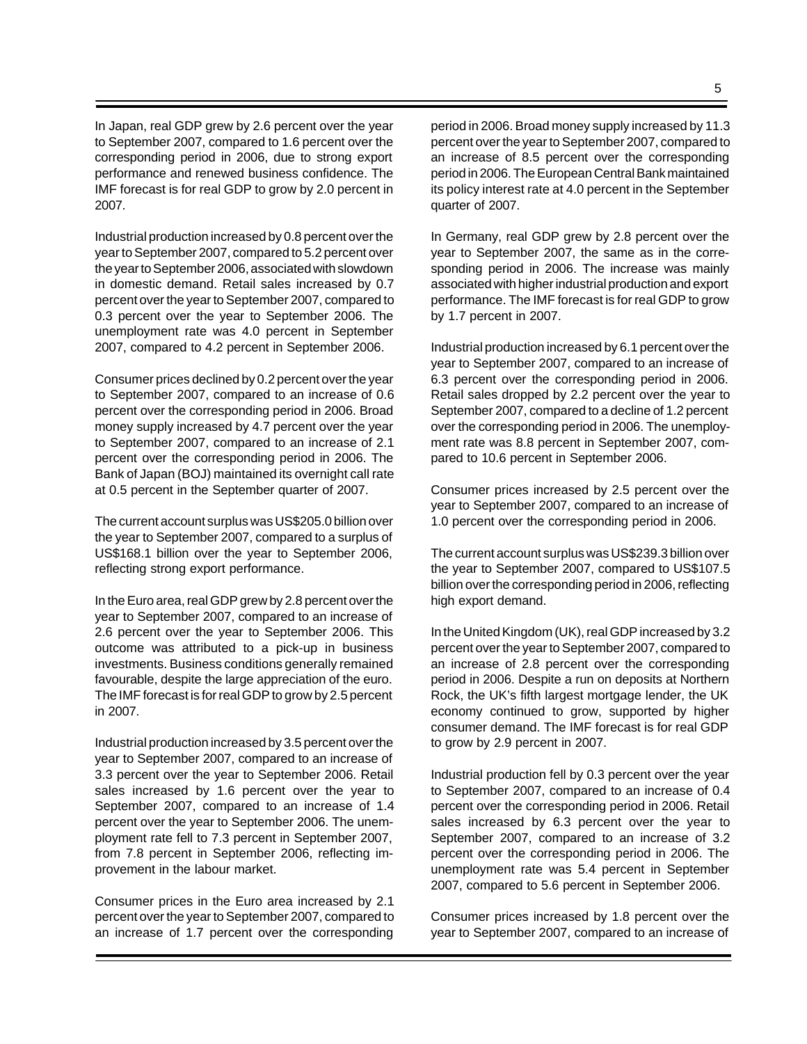In Japan, real GDP grew by 2.6 percent over the year to September 2007, compared to 1.6 percent over the corresponding period in 2006, due to strong export performance and renewed business confidence. The IMF forecast is for real GDP to grow by 2.0 percent in 2007.

Industrial production increased by 0.8 percent over the year to September 2007, compared to 5.2 percent over the year to September 2006, associated with slowdown in domestic demand. Retail sales increased by 0.7 percent over the year to September 2007, compared to 0.3 percent over the year to September 2006. The unemployment rate was 4.0 percent in September 2007, compared to 4.2 percent in September 2006.

Consumer prices declined by 0.2 percent over the year to September 2007, compared to an increase of 0.6 percent over the corresponding period in 2006. Broad money supply increased by 4.7 percent over the year to September 2007, compared to an increase of 2.1 percent over the corresponding period in 2006. The Bank of Japan (BOJ) maintained its overnight call rate at 0.5 percent in the September quarter of 2007.

The current account surplus was US$205.0 billion over the year to September 2007, compared to a surplus of US$168.1 billion over the year to September 2006, reflecting strong export performance.

In the Euro area, real GDP grew by 2.8 percent over the year to September 2007, compared to an increase of 2.6 percent over the year to September 2006. This outcome was attributed to a pick-up in business investments. Business conditions generally remained favourable, despite the large appreciation of the euro. The IMF forecast is for real GDP to grow by 2.5 percent in 2007.

Industrial production increased by 3.5 percent over the year to September 2007, compared to an increase of 3.3 percent over the year to September 2006. Retail sales increased by 1.6 percent over the year to September 2007, compared to an increase of 1.4 percent over the year to September 2006. The unemployment rate fell to 7.3 percent in September 2007, from 7.8 percent in September 2006, reflecting improvement in the labour market.

Consumer prices in the Euro area increased by 2.1 percent over the year to September 2007, compared to an increase of 1.7 percent over the corresponding period in 2006. Broad money supply increased by 11.3 percent over the year to September 2007, compared to an increase of 8.5 percent over the corresponding period in 2006. The European Central Bank maintained its policy interest rate at 4.0 percent in the September quarter of 2007.

In Germany, real GDP grew by 2.8 percent over the year to September 2007, the same as in the corresponding period in 2006. The increase was mainly associated with higher industrial production and export performance. The IMF forecast is for real GDP to grow by 1.7 percent in 2007.

Industrial production increased by 6.1 percent over the year to September 2007, compared to an increase of 6.3 percent over the corresponding period in 2006. Retail sales dropped by 2.2 percent over the year to September 2007, compared to a decline of 1.2 percent over the corresponding period in 2006. The unemployment rate was 8.8 percent in September 2007, compared to 10.6 percent in September 2006.

Consumer prices increased by 2.5 percent over the year to September 2007, compared to an increase of 1.0 percent over the corresponding period in 2006.

The current account surplus was US$239.3 billion over the year to September 2007, compared to US$107.5 billion over the corresponding period in 2006, reflecting high export demand.

In the United Kingdom (UK), real GDP increased by 3.2 percent over the year to September 2007, compared to an increase of 2.8 percent over the corresponding period in 2006. Despite a run on deposits at Northern Rock, the UK's fifth largest mortgage lender, the UK economy continued to grow, supported by higher consumer demand. The IMF forecast is for real GDP to grow by 2.9 percent in 2007.

Industrial production fell by 0.3 percent over the year to September 2007, compared to an increase of 0.4 percent over the corresponding period in 2006. Retail sales increased by 6.3 percent over the year to September 2007, compared to an increase of 3.2 percent over the corresponding period in 2006. The unemployment rate was 5.4 percent in September 2007, compared to 5.6 percent in September 2006.

Consumer prices increased by 1.8 percent over the year to September 2007, compared to an increase of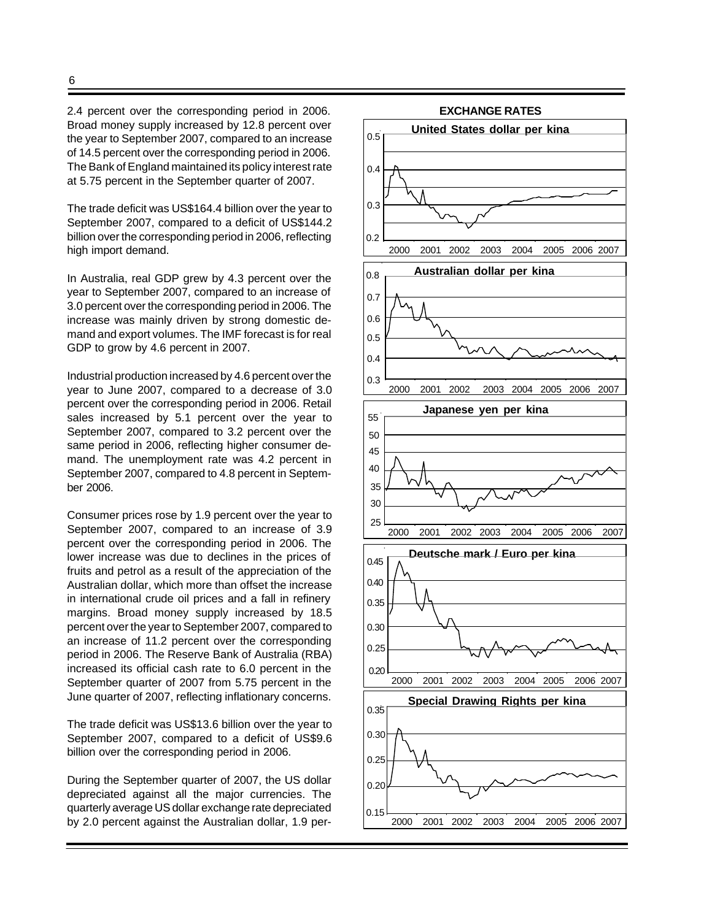2.4 percent over the corresponding period in 2006. Broad money supply increased by 12.8 percent over the year to September 2007, compared to an increase of 14.5 percent over the corresponding period in 2006. The Bank of England maintained its policy interest rate at 5.75 percent in the September quarter of 2007.

The trade deficit was US$164.4 billion over the year to September 2007, compared to a deficit of US$144.2 billion over the corresponding period in 2006, reflecting high import demand.

In Australia, real GDP grew by 4.3 percent over the year to September 2007, compared to an increase of 3.0 percent over the corresponding period in 2006. The increase was mainly driven by strong domestic demand and export volumes. The IMF forecast is for real GDP to grow by 4.6 percent in 2007.

Industrial production increased by 4.6 percent over the year to June 2007, compared to a decrease of 3.0 percent over the corresponding period in 2006. Retail sales increased by 5.1 percent over the year to September 2007, compared to 3.2 percent over the same period in 2006, reflecting higher consumer demand. The unemployment rate was 4.2 percent in September 2007, compared to 4.8 percent in September 2006.

Consumer prices rose by 1.9 percent over the year to September 2007, compared to an increase of 3.9 percent over the corresponding period in 2006. The lower increase was due to declines in the prices of fruits and petrol as a result of the appreciation of the Australian dollar, which more than offset the increase in international crude oil prices and a fall in refinery margins. Broad money supply increased by 18.5 percent over the year to September 2007, compared to an increase of 11.2 percent over the corresponding period in 2006. The Reserve Bank of Australia (RBA) increased its official cash rate to 6.0 percent in the September quarter of 2007 from 5.75 percent in the June quarter of 2007, reflecting inflationary concerns.

The trade deficit was US$13.6 billion over the year to September 2007, compared to a deficit of US$9.6 billion over the corresponding period in 2006.

During the September quarter of 2007, the US dollar depreciated against all the major currencies. The quarterly average US dollar exchange rate depreciated by 2.0 percent against the Australian dollar, 1.9 per-

**EXCHANGE RATES**

United States dollar per kina

Australian dollar per kina

Japanese yen per kina

Deutsche mark / Euro per kina

Special Drawing Rights per kina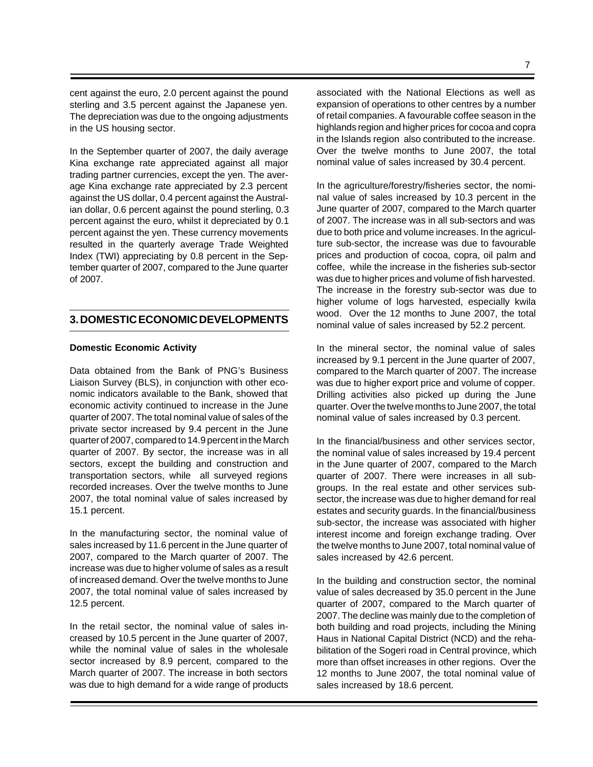cent against the euro, 2.0 percent against the pound sterling and 3.5 percent against the Japanese yen. The depreciation was due to the ongoing adjustments in the US housing sector.

In the September quarter of 2007, the daily average Kina exchange rate appreciated against all major trading partner currencies, except the yen. The average Kina exchange rate appreciated by 2.3 percent against the US dollar, 0.4 percent against the Australian dollar, 0.6 percent against the pound sterling, 0.3 percent against the euro, whilst it depreciated by 0.1 percent against the yen. These currency movements resulted in the quarterly average Trade Weighted Index (TWI) appreciating by 0.8 percent in the September quarter of 2007, compared to the June quarter of 2007.

## 3. DOMESTIC ECONOMIC DEVELOPMENTS

### Domestic Economic Activity

Data obtained from the Bank of PNG's Business Liaison Survey (BLS), in conjunction with other economic indicators available to the Bank, showed that economic activity continued to increase in the June quarter of 2007. The total nominal value of sales of the private sector increased by 9.4 percent in the June quarter of 2007, compared to 14.9 percent in the March quarter of 2007. By sector, the increase was in all sectors, except the building and construction and transportation sectors, while all surveyed regions recorded increases. Over the twelve months to June 2007, the total nominal value of sales increased by 15.1 percent.

In the manufacturing sector, the nominal value of sales increased by 11.6 percent in the June quarter of 2007, compared to the March quarter of 2007. The increase was due to higher volume of sales as a result of increased demand. Over the twelve months to June 2007, the total nominal value of sales increased by 12.5 percent.

In the retail sector, the nominal value of sales increased by 10.5 percent in the June quarter of 2007, while the nominal value of sales in the wholesale sector increased by 8.9 percent, compared to the March quarter of 2007. The increase in both sectors was due to high demand for a wide range of products associated with the National Elections as well as expansion of operations to other centres by a number of retail companies. A favourable coffee season in the highlands region and higher prices for cocoa and copra in the Islands region also contributed to the increase. Over the twelve months to June 2007, the total nominal value of sales increased by 30.4 percent.

In the agriculture/forestry/fisheries sector, the nominal value of sales increased by 10.3 percent in the June quarter of 2007, compared to the March quarter of 2007. The increase was in all sub-sectors and was due to both price and volume increases. In the agriculture sub-sector, the increase was due to favourable prices and production of cocoa, copra, oil palm and coffee, while the increase in the fisheries sub-sector was due to higher prices and volume of fish harvested. The increase in the forestry sub-sector was due to higher volume of logs harvested, especially kwila wood. Over the 12 months to June 2007, the total nominal value of sales increased by 52.2 percent.

In the mineral sector, the nominal value of sales increased by 9.1 percent in the June quarter of 2007, compared to the March quarter of 2007. The increase was due to higher export price and volume of copper. Drilling activities also picked up during the June quarter. Over the twelve months to June 2007, the total nominal value of sales increased by 0.3 percent.

In the financial/business and other services sector, the nominal value of sales increased by 19.4 percent in the June quarter of 2007, compared to the March quarter of 2007. There were increases in all subgroups. In the real estate and other services subsector, the increase was due to higher demand for real estates and security guards. In the financial/business sub-sector, the increase was associated with higher interest income and foreign exchange trading. Over the twelve months to June 2007, total nominal value of sales increased by 42.6 percent.

In the building and construction sector, the nominal value of sales decreased by 35.0 percent in the June quarter of 2007, compared to the March quarter of 2007. The decline was mainly due to the completion of both building and road projects, including the Mining Haus in National Capital District (NCD) and the rehabilitation of the Sogeri road in Central province, which more than offset increases in other regions. Over the 12 months to June 2007, the total nominal value of sales increased by 18.6 percent.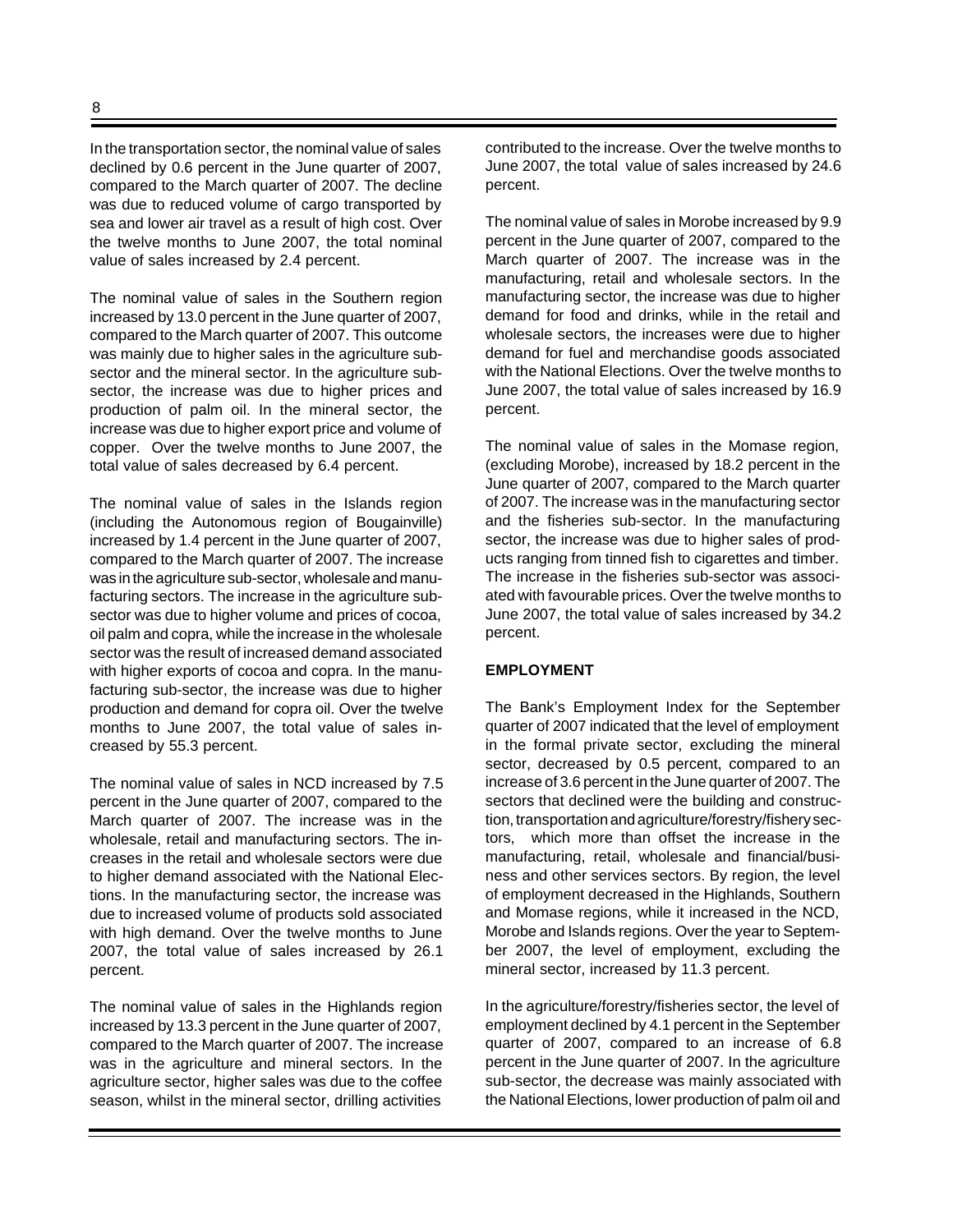In the transportation sector, the nominal value of sales declined by 0.6 percent in the June quarter of 2007, compared to the March quarter of 2007. The decline was due to reduced volume of cargo transported by sea and lower air travel as a result of high cost. Over the twelve months to June 2007, the total nominal value of sales increased by 2.4 percent.

The nominal value of sales in the Southern region increased by 13.0 percent in the June quarter of 2007, compared to the March quarter of 2007. This outcome was mainly due to higher sales in the agriculture sub-sector and the mineral sector. In the agriculture sub-sector, the increase was due to higher prices and production of palm oil. In the mineral sector, the increase was due to higher export price and volume of copper. Over the twelve months to June 2007, the total value of sales decreased by 6.4 percent.

The nominal value of sales in the Islands region (including the Autonomous region of Bougainville) increased by 1.4 percent in the June quarter of 2007, compared to the March quarter of 2007. The increase was in the agriculture sub-sector, wholesale and manufacturing sectors. The increase in the agriculture sub-sector was due to higher volume and prices of cocoa, oil palm and copra, while the increase in the wholesale sector was the result of increased demand associated with higher exports of cocoa and copra. In the manufacturing sub-sector, the increase was due to higher production and demand for copra oil. Over the twelve months to June 2007, the total value of sales increased by 55.3 percent.

The nominal value of sales in NCD increased by 7.5 percent in the June quarter of 2007, compared to the March quarter of 2007. The increase was in the wholesale, retail and manufacturing sectors. The increases in the retail and wholesale sectors were due to higher demand associated with the National Elections. In the manufacturing sector, the increase was due to increased volume of products sold associated with high demand. Over the twelve months to June 2007, the total value of sales increased by 26.1 percent.

The nominal value of sales in the Highlands region increased by 13.3 percent in the June quarter of 2007, compared to the March quarter of 2007. The increase was in the agriculture and mineral sectors. In the agriculture sector, higher sales was due to the coffee season, whilst in the mineral sector, drilling activities contributed to the increase. Over the twelve months to June 2007, the total value of sales increased by 24.6 percent.

The nominal value of sales in Morobe increased by 9.9 percent in the June quarter of 2007, compared to the March quarter of 2007. The increase was in the manufacturing, retail and wholesale sectors. In the manufacturing sector, the increase was due to higher demand for food and drinks, while in the retail and wholesale sectors, the increases were due to higher demand for fuel and merchandise goods associated with the National Elections. Over the twelve months to June 2007, the total value of sales increased by 16.9 percent.

The nominal value of sales in the Momase region, (excluding Morobe), increased by 18.2 percent in the June quarter of 2007, compared to the March quarter of 2007. The increase was in the manufacturing sector and the fisheries sub-sector. In the manufacturing sector, the increase was due to higher sales of products ranging from tinned fish to cigarettes and timber. The increase in the fisheries sub-sector was associated with favourable prices. Over the twelve months to June 2007, the total value of sales increased by 34.2 percent.

**EMPLOYMENT**

The Bank's Employment Index for the September quarter of 2007 indicated that the level of employment in the formal private sector, excluding the mineral sector, decreased by 0.5 percent, compared to an increase of 3.6 percent in the June quarter of 2007. The sectors that declined were the building and construction, transportation and agriculture/forestry/fishery sectors, which more than offset the increase in the manufacturing, retail, wholesale and financial/business and other services sectors. By region, the level of employment decreased in the Highlands, Southern and Momase regions, while it increased in the NCD, Morobe and Islands regions. Over the year to September 2007, the level of employment, excluding the mineral sector, increased by 11.3 percent.

In the agriculture/forestry/fisheries sector, the level of employment declined by 4.1 percent in the September quarter of 2007, compared to an increase of 6.8 percent in the June quarter of 2007. In the agriculture sub-sector, the decrease was mainly associated with the National Elections, lower production of palm oil and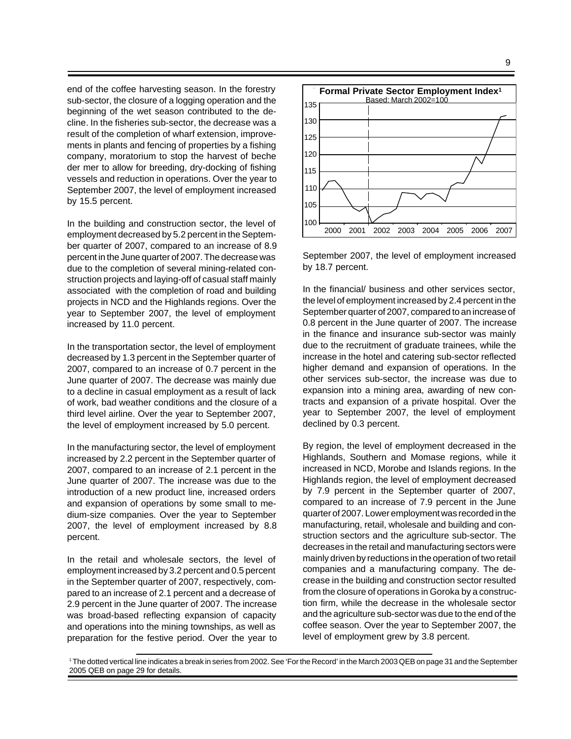end of the coffee harvesting season. In the forestry sub-sector, the closure of a logging operation and the beginning of the wet season contributed to the decline. In the fisheries sub-sector, the decrease was a result of the completion of wharf extension, improvements in plants and fencing of properties by a fishing company, moratorium to stop the harvest of beche der mer to allow for breeding, dry-docking of fishing vessels and reduction in operations. Over the year to September 2007, the level of employment increased by 15.5 percent.

In the building and construction sector, the level of employment decreased by 5.2 percent in the September quarter of 2007, compared to an increase of 8.9 percent in the June quarter of 2007. The decrease was due to the completion of several mining-related construction projects and laying-off of casual staff mainly associated with the completion of road and building projects in NCD and the Highlands regions. Over the year to September 2007, the level of employment increased by 11.0 percent.

In the transportation sector, the level of employment decreased by 1.3 percent in the September quarter of 2007, compared to an increase of 0.7 percent in the June quarter of 2007. The decrease was mainly due to a decline in casual employment as a result of lack of work, bad weather conditions and the closure of a third level airline. Over the year to September 2007, the level of employment increased by 5.0 percent.

In the manufacturing sector, the level of employment increased by 2.2 percent in the September quarter of 2007, compared to an increase of 2.1 percent in the June quarter of 2007. The increase was due to the introduction of a new product line, increased orders and expansion of operations by some small to medium-size companies. Over the year to September 2007, the level of employment increased by 8.8 percent.

In the retail and wholesale sectors, the level of employment increased by 3.2 percent and 0.5 percent in the September quarter of 2007, respectively, compared to an increase of 2.1 percent and a decrease of 2.9 percent in the June quarter of 2007. The increase was broad-based reflecting expansion of capacity and operations into the mining townships, as well as preparation for the festive period. Over the year to September 2007, the level of employment increased by 18.7 percent.

**Formal Private Sector Employment Index[1]**
Based: March 2002=100

In the financial/ business and other services sector, the level of employment increased by 2.4 percent in the September quarter of 2007, compared to an increase of 0.8 percent in the June quarter of 2007. The increase in the finance and insurance sub-sector was mainly due to the recruitment of graduate trainees, while the increase in the hotel and catering sub-sector reflected higher demand and expansion of operations. In the other services sub-sector, the increase was due to expansion into a mining area, awarding of new contracts and expansion of a private hospital. Over the year to September 2007, the level of employment declined by 0.3 percent.

By region, the level of employment decreased in the Highlands, Southern and Momase regions, while it increased in NCD, Morobe and Islands regions. In the Highlands region, the level of employment decreased by 7.9 percent in the September quarter of 2007, compared to an increase of 7.9 percent in the June quarter of 2007. Lower employment was recorded in the manufacturing, retail, wholesale and building and construction sectors and the agriculture sub-sector. The decreases in the retail and manufacturing sectors were mainly driven by reductions in the operation of two retail companies and a manufacturing company. The decrease in the building and construction sector resulted from the closure of operations in Goroka by a construction firm, while the decrease in the wholesale sector and the agriculture sub-sector was due to the end of the coffee season. Over the year to September 2007, the level of employment grew by 3.8 percent.

[1] The dotted vertical line indicates a break in series from 2002. See 'For the Record' in the March 2003 QEB on page 31 and the September 2005 QEB on page 29 for details.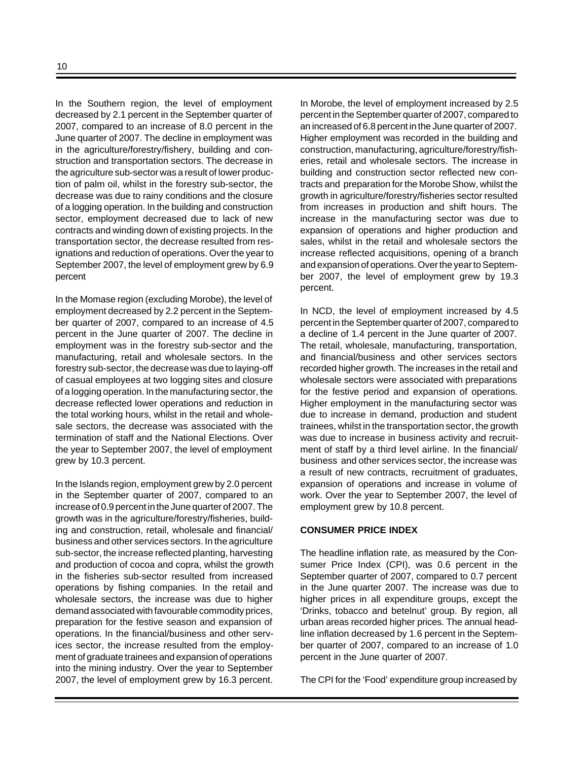In the Southern region, the level of employment decreased by 2.1 percent in the September quarter of 2007, compared to an increase of 8.0 percent in the June quarter of 2007. The decline in employment was in the agriculture/forestry/fishery, building and construction and transportation sectors. The decrease in the agriculture sub-sector was a result of lower production of palm oil, whilst in the forestry sub-sector, the decrease was due to rainy conditions and the closure of a logging operation. In the building and construction sector, employment decreased due to lack of new contracts and winding down of existing projects. In the transportation sector, the decrease resulted from resignations and reduction of operations. Over the year to September 2007, the level of employment grew by 6.9 percent

In the Momase region (excluding Morobe), the level of employment decreased by 2.2 percent in the September quarter of 2007, compared to an increase of 4.5 percent in the June quarter of 2007. The decline in employment was in the forestry sub-sector and the manufacturing, retail and wholesale sectors. In the forestry sub-sector, the decrease was due to laying-off of casual employees at two logging sites and closure of a logging operation. In the manufacturing sector, the decrease reflected lower operations and reduction in the total working hours, whilst in the retail and wholesale sectors, the decrease was associated with the termination of staff and the National Elections. Over the year to September 2007, the level of employment grew by 10.3 percent.

In the Islands region, employment grew by 2.0 percent in the September quarter of 2007, compared to an increase of 0.9 percent in the June quarter of 2007. The growth was in the agriculture/forestry/fisheries, building and construction, retail, wholesale and financial/business and other services sectors. In the agriculture sub-sector, the increase reflected planting, harvesting and production of cocoa and copra, whilst the growth in the fisheries sub-sector resulted from increased operations by fishing companies. In the retail and wholesale sectors, the increase was due to higher demand associated with favourable commodity prices, preparation for the festive season and expansion of operations. In the financial/business and other services sector, the increase resulted from the employment of graduate trainees and expansion of operations into the mining industry. Over the year to September 2007, the level of employment grew by 16.3 percent.

In Morobe, the level of employment increased by 2.5 percent in the September quarter of 2007, compared to an increased of 6.8 percent in the June quarter of 2007. Higher employment was recorded in the building and construction, manufacturing, agriculture/forestry/fisheries, retail and wholesale sectors. The increase in building and construction sector reflected new contracts and preparation for the Morobe Show, whilst the growth in agriculture/forestry/fisheries sector resulted from increases in production and shift hours. The increase in the manufacturing sector was due to expansion of operations and higher production and sales, whilst in the retail and wholesale sectors the increase reflected acquisitions, opening of a branch and expansion of operations. Over the year to September 2007, the level of employment grew by 19.3 percent.

In NCD, the level of employment increased by 4.5 percent in the September quarter of 2007, compared to a decline of 1.4 percent in the June quarter of 2007. The retail, wholesale, manufacturing, transportation, and financial/business and other services sectors recorded higher growth. The increases in the retail and wholesale sectors were associated with preparations for the festive period and expansion of operations. Higher employment in the manufacturing sector was due to increase in demand, production and student trainees, whilst in the transportation sector, the growth was due to increase in business activity and recruitment of staff by a third level airline. In the financial/business and other services sector, the increase was a result of new contracts, recruitment of graduates, expansion of operations and increase in volume of work. Over the year to September 2007, the level of employment grew by 10.8 percent.

**CONSUMER PRICE INDEX**

The headline inflation rate, as measured by the Consumer Price Index (CPI), was 0.6 percent in the September quarter of 2007, compared to 0.7 percent in the June quarter 2007. The increase was due to higher prices in all expenditure groups, except the 'Drinks, tobacco and betelnut' group. By region, all urban areas recorded higher prices. The annual headline inflation decreased by 1.6 percent in the September quarter of 2007, compared to an increase of 1.0 percent in the June quarter of 2007.

The CPI for the 'Food' expenditure group increased by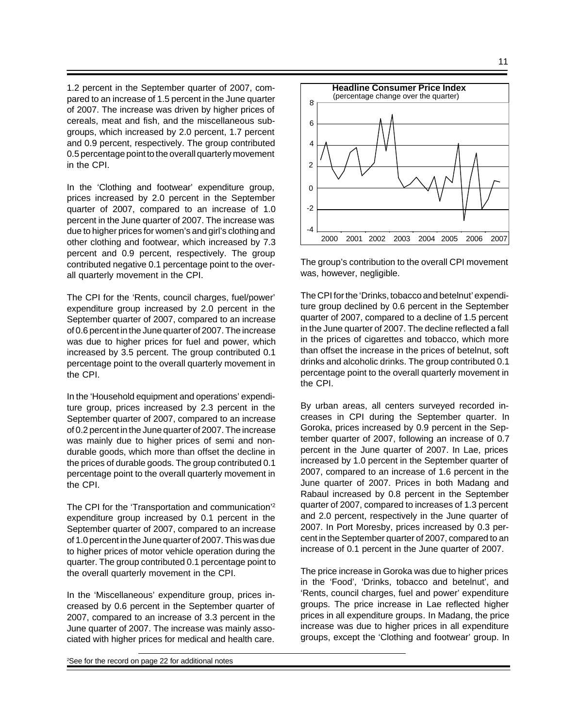1.2 percent in the September quarter of 2007, compared to an increase of 1.5 percent in the June quarter of 2007. The increase was driven by higher prices of cereals, meat and fish, and the miscellaneous subgroups, which increased by 2.0 percent, 1.7 percent and 0.9 percent, respectively. The group contributed 0.5 percentage point to the overall quarterly movement in the CPI.

In the 'Clothing and footwear' expenditure group, prices increased by 2.0 percent in the September quarter of 2007, compared to an increase of 1.0 percent in the June quarter of 2007. The increase was due to higher prices for women's and girl's clothing and other clothing and footwear, which increased by 7.3 percent and 0.9 percent, respectively. The group contributed negative 0.1 percentage point to the overall quarterly movement in the CPI.

The CPI for the 'Rents, council charges, fuel/power' expenditure group increased by 2.0 percent in the September quarter of 2007, compared to an increase of 0.6 percent in the June quarter of 2007. The increase was due to higher prices for fuel and power, which increased by 3.5 percent. The group contributed 0.1 percentage point to the overall quarterly movement in the CPI.

In the 'Household equipment and operations' expenditure group, prices increased by 2.3 percent in the September quarter of 2007, compared to an increase of 0.2 percent in the June quarter of 2007. The increase was mainly due to higher prices of semi and non-durable goods, which more than offset the decline in the prices of durable goods. The group contributed 0.1 percentage point to the overall quarterly movement in the CPI.

The CPI for the 'Transportation and communication'[2] expenditure group increased by 0.1 percent in the September quarter of 2007, compared to an increase of 1.0 percent in the June quarter of 2007. This was due to higher prices of motor vehicle operation during the quarter. The group contributed 0.1 percentage point to the overall quarterly movement in the CPI.

In the 'Miscellaneous' expenditure group, prices increased by 0.6 percent in the September quarter of 2007, compared to an increase of 3.3 percent in the June quarter of 2007. The increase was mainly associated with higher prices for medical and health care.

**Headline Consumer Price Index**
(percentage change over the quarter)

The group's contribution to the overall CPI movement was, however, negligible.

The CPI for the 'Drinks, tobacco and betelnut' expenditure group declined by 0.6 percent in the September quarter of 2007, compared to a decline of 1.5 percent in the June quarter of 2007. The decline reflected a fall in the prices of cigarettes and tobacco, which more than offset the increase in the prices of betelnut, soft drinks and alcoholic drinks. The group contributed 0.1 percentage point to the overall quarterly movement in the CPI.

By urban areas, all centers surveyed recorded increases in CPI during the September quarter. In Goroka, prices increased by 0.9 percent in the September quarter of 2007, following an increase of 0.7 percent in the June quarter of 2007. In Lae, prices increased by 1.0 percent in the September quarter of 2007, compared to an increase of 1.6 percent in the June quarter of 2007. Prices in both Madang and Rabaul increased by 0.8 percent in the September quarter of 2007, compared to increases of 1.3 percent and 2.0 percent, respectively in the June quarter of 2007. In Port Moresby, prices increased by 0.3 percent in the September quarter of 2007, compared to an increase of 0.1 percent in the June quarter of 2007.

The price increase in Goroka was due to higher prices in the 'Food', 'Drinks, tobacco and betelnut', and 'Rents, council charges, fuel and power' expenditure groups. The price increase in Lae reflected higher prices in all expenditure groups. In Madang, the price increase was due to higher prices in all expenditure groups, except the 'Clothing and footwear' group. In

[2] See for the record on page 22 for additional notes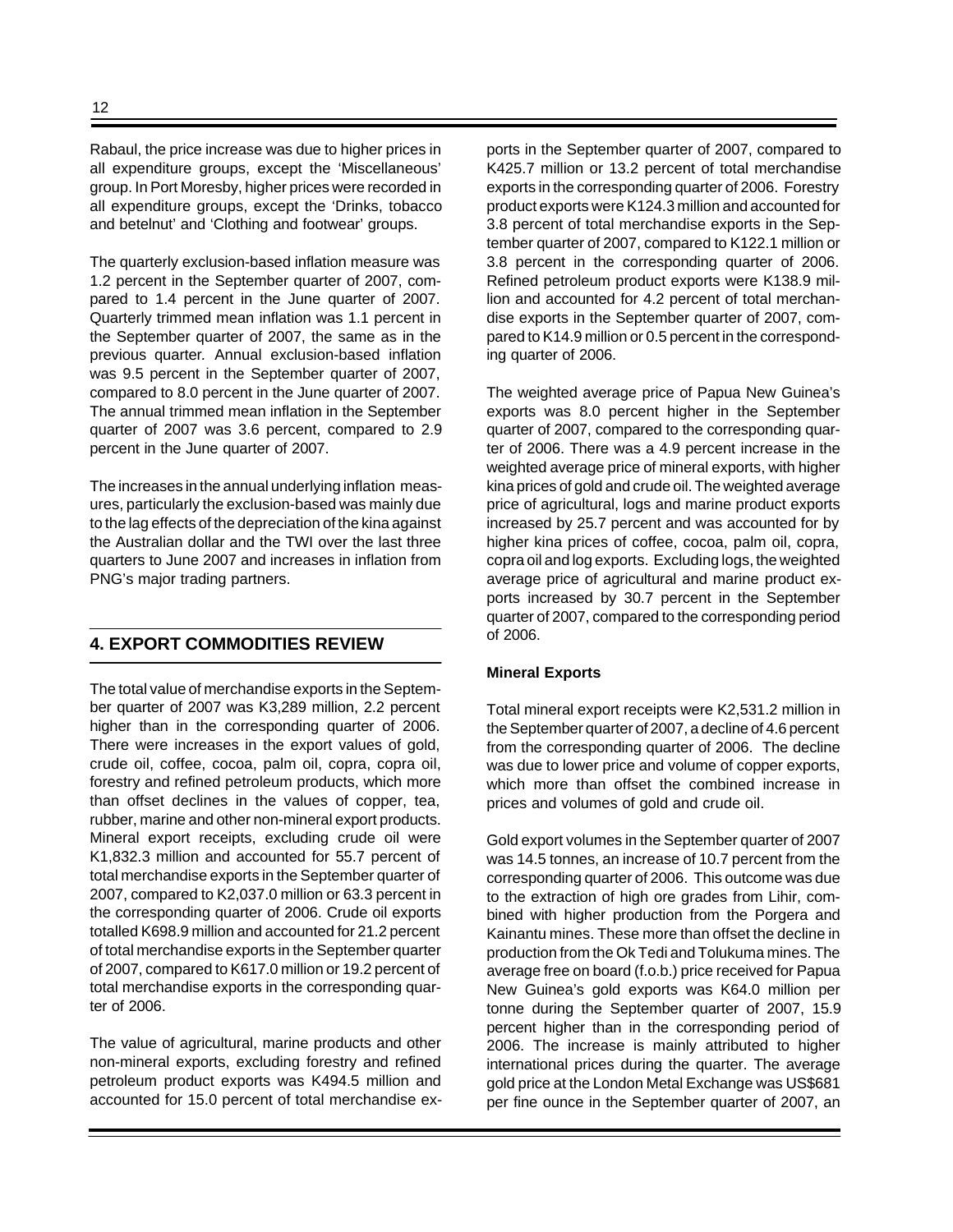Rabaul, the price increase was due to higher prices in all expenditure groups, except the 'Miscellaneous' group. In Port Moresby, higher prices were recorded in all expenditure groups, except the 'Drinks, tobacco and betelnut' and 'Clothing and footwear' groups.

The quarterly exclusion-based inflation measure was 1.2 percent in the September quarter of 2007, compared to 1.4 percent in the June quarter of 2007. Quarterly trimmed mean inflation was 1.1 percent in the September quarter of 2007, the same as in the previous quarter. Annual exclusion-based inflation was 9.5 percent in the September quarter of 2007, compared to 8.0 percent in the June quarter of 2007. The annual trimmed mean inflation in the September quarter of 2007 was 3.6 percent, compared to 2.9 percent in the June quarter of 2007.

The increases in the annual underlying inflation measures, particularly the exclusion-based was mainly due to the lag effects of the depreciation of the kina against the Australian dollar and the TWI over the last three quarters to June 2007 and increases in inflation from PNG's major trading partners.

## 4. EXPORT COMMODITIES REVIEW

The total value of merchandise exports in the September quarter of 2007 was K3,289 million, 2.2 percent higher than in the corresponding quarter of 2006. There were increases in the export values of gold, crude oil, coffee, cocoa, palm oil, copra, copra oil, forestry and refined petroleum products, which more than offset declines in the values of copper, tea, rubber, marine and other non-mineral export products. Mineral export receipts, excluding crude oil were K1,832.3 million and accounted for 55.7 percent of total merchandise exports in the September quarter of 2007, compared to K2,037.0 million or 63.3 percent in the corresponding quarter of 2006. Crude oil exports totalled K698.9 million and accounted for 21.2 percent of total merchandise exports in the September quarter of 2007, compared to K617.0 million or 19.2 percent of total merchandise exports in the corresponding quarter of 2006.

The value of agricultural, marine products and other non-mineral exports, excluding forestry and refined petroleum product exports was K494.5 million and accounted for 15.0 percent of total merchandise exports in the September quarter of 2007, compared to K425.7 million or 13.2 percent of total merchandise exports in the corresponding quarter of 2006. Forestry product exports were K124.3 million and accounted for 3.8 percent of total merchandise exports in the September quarter of 2007, compared to K122.1 million or 3.8 percent in the corresponding quarter of 2006. Refined petroleum product exports were K138.9 million and accounted for 4.2 percent of total merchandise exports in the September quarter of 2007, compared to K14.9 million or 0.5 percent in the corresponding quarter of 2006.

The weighted average price of Papua New Guinea's exports was 8.0 percent higher in the September quarter of 2007, compared to the corresponding quarter of 2006. There was a 4.9 percent increase in the weighted average price of mineral exports, with higher kina prices of gold and crude oil. The weighted average price of agricultural, logs and marine product exports increased by 25.7 percent and was accounted for by higher kina prices of coffee, cocoa, palm oil, copra, copra oil and log exports. Excluding logs, the weighted average price of agricultural and marine product exports increased by 30.7 percent in the September quarter of 2007, compared to the corresponding period of 2006.

**Mineral Exports**

Total mineral export receipts were K2,531.2 million in the September quarter of 2007, a decline of 4.6 percent from the corresponding quarter of 2006. The decline was due to lower price and volume of copper exports, which more than offset the combined increase in prices and volumes of gold and crude oil.

Gold export volumes in the September quarter of 2007 was 14.5 tonnes, an increase of 10.7 percent from the corresponding quarter of 2006. This outcome was due to the extraction of high ore grades from Lihir, combined with higher production from the Porgera and Kainantu mines. These more than offset the decline in production from the Ok Tedi and Tolukuma mines. The average free on board (f.o.b.) price received for Papua New Guinea's gold exports was K64.0 million per tonne during the September quarter of 2007, 15.9 percent higher than in the corresponding period of 2006. The increase is mainly attributed to higher international prices during the quarter. The average gold price at the London Metal Exchange was US$681 per fine ounce in the September quarter of 2007, an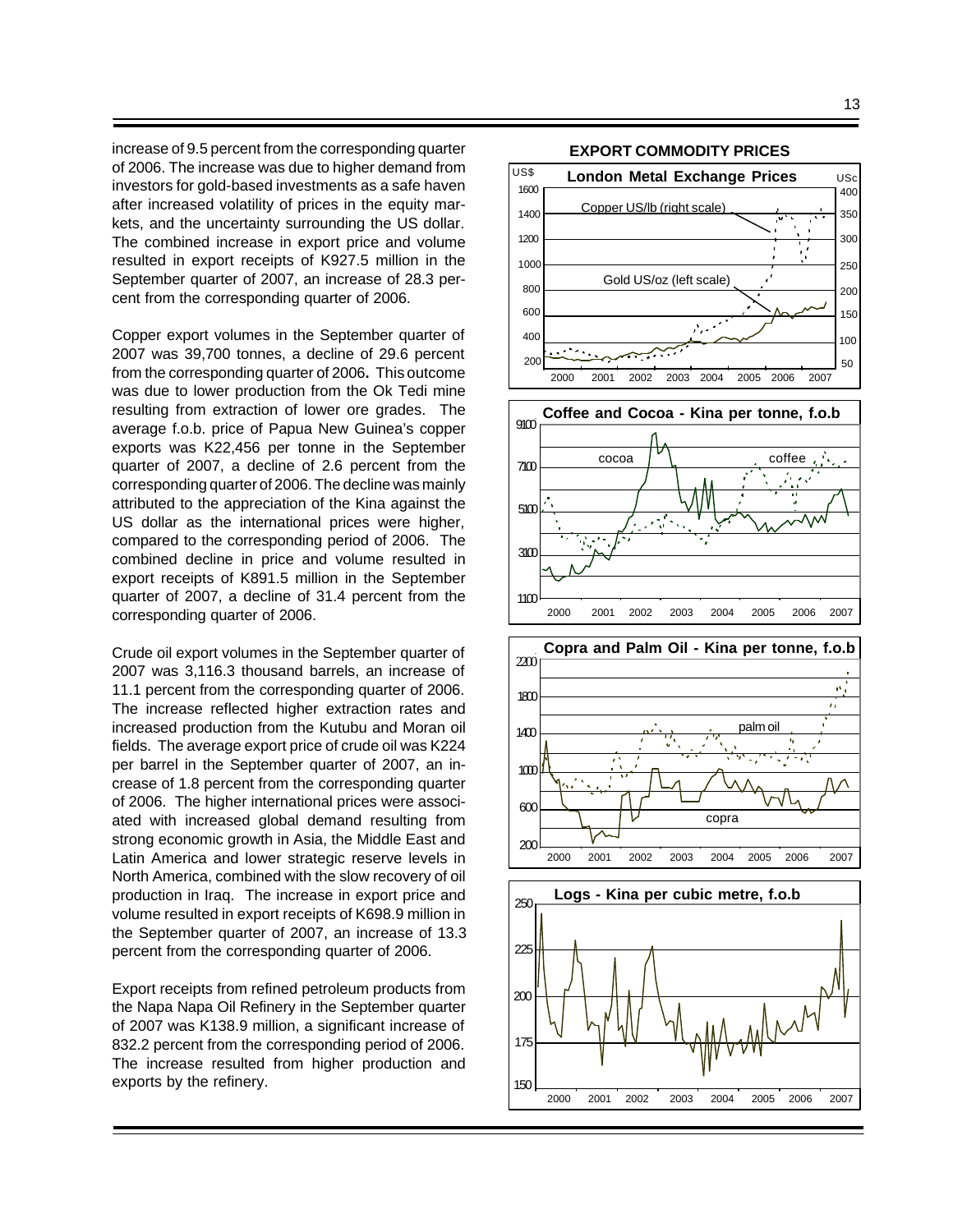increase of 9.5 percent from the corresponding quarter of 2006. The increase was due to higher demand from investors for gold-based investments as a safe haven after increased volatility of prices in the equity markets, and the uncertainty surrounding the US dollar. The combined increase in export price and volume resulted in export receipts of K927.5 million in the September quarter of 2007, an increase of 28.3 percent from the corresponding quarter of 2006.

Copper export volumes in the September quarter of 2007 was 39,700 tonnes, a decline of 29.6 percent from the corresponding quarter of 2006**.** This outcome was due to lower production from the Ok Tedi mine resulting from extraction of lower ore grades. The average f.o.b. price of Papua New Guinea's copper exports was K22,456 per tonne in the September quarter of 2007, a decline of 2.6 percent from the corresponding quarter of 2006. The decline was mainly attributed to the appreciation of the Kina against the US dollar as the international prices were higher, compared to the corresponding period of 2006. The combined decline in price and volume resulted in export receipts of K891.5 million in the September quarter of 2007, a decline of 31.4 percent from the corresponding quarter of 2006.

Crude oil export volumes in the September quarter of 2007 was 3,116.3 thousand barrels, an increase of 11.1 percent from the corresponding quarter of 2006. The increase reflected higher extraction rates and increased production from the Kutubu and Moran oil fields. The average export price of crude oil was K224 per barrel in the September quarter of 2007, an increase of 1.8 percent from the corresponding quarter of 2006. The higher international prices were associated with increased global demand resulting from strong economic growth in Asia, the Middle East and Latin America and lower strategic reserve levels in North America, combined with the slow recovery of oil production in Iraq. The increase in export price and volume resulted in export receipts of K698.9 million in the September quarter of 2007, an increase of 13.3 percent from the corresponding quarter of 2006.

Export receipts from refined petroleum products from the Napa Napa Oil Refinery in the September quarter of 2007 was K138.9 million, a significant increase of 832.2 percent from the corresponding period of 2006. The increase resulted from higher production and exports by the refinery.

**EXPORT COMMODITY PRICES**

**London Metal Exchange Prices**

**Coffee and Cocoa - Kina per tonne, f.o.b**

**Copra and Palm Oil - Kina per tonne, f.o.b**

**Logs - Kina per cubic metre, f.o.b**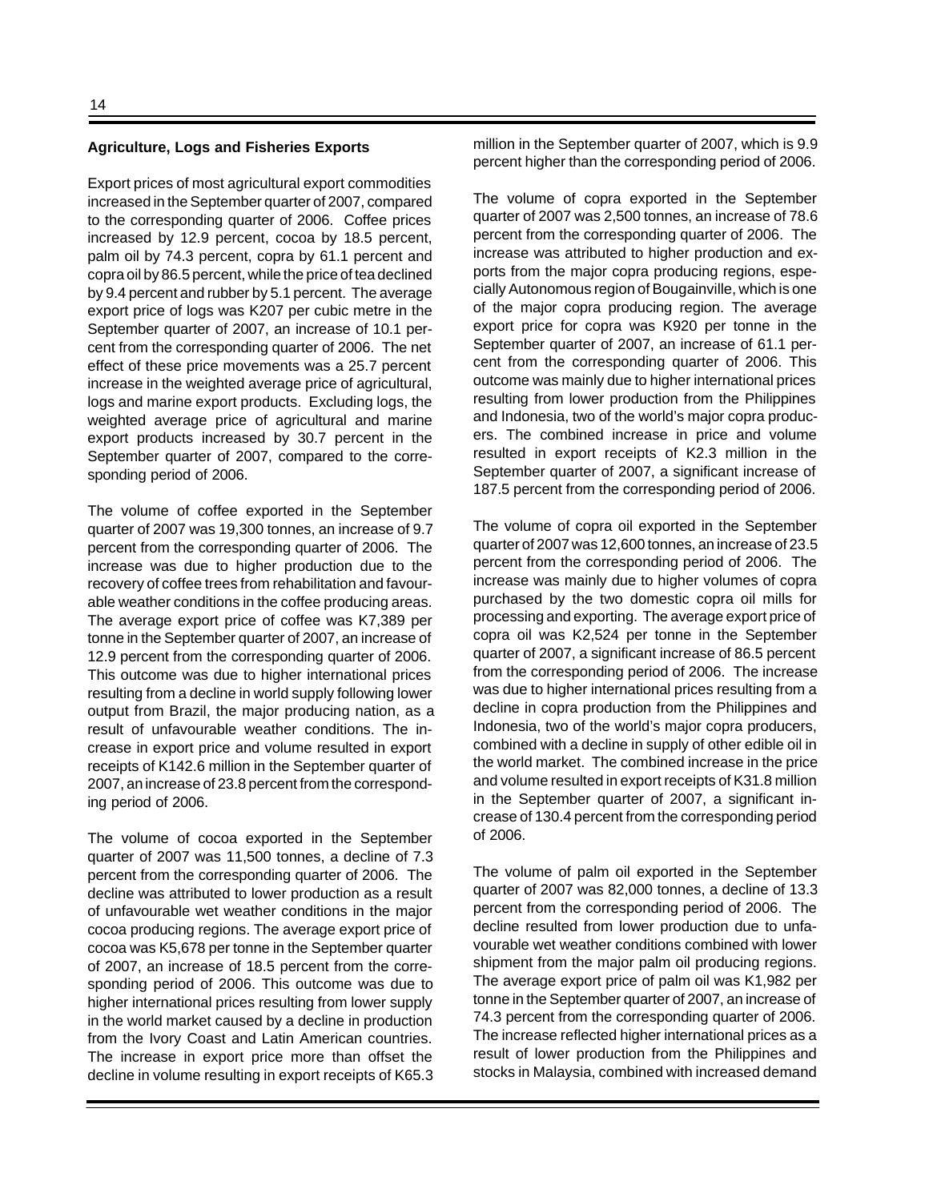## Agriculture, Logs and Fisheries Exports

Export prices of most agricultural export commodities increased in the September quarter of 2007, compared to the corresponding quarter of 2006. Coffee prices increased by 12.9 percent, cocoa by 18.5 percent, palm oil by 74.3 percent, copra by 61.1 percent and copra oil by 86.5 percent, while the price of tea declined by 9.4 percent and rubber by 5.1 percent. The average export price of logs was K207 per cubic metre in the September quarter of 2007, an increase of 10.1 percent from the corresponding quarter of 2006. The net effect of these price movements was a 25.7 percent increase in the weighted average price of agricultural, logs and marine export products. Excluding logs, the weighted average price of agricultural and marine export products increased by 30.7 percent in the September quarter of 2007, compared to the corresponding period of 2006.

The volume of coffee exported in the September quarter of 2007 was 19,300 tonnes, an increase of 9.7 percent from the corresponding quarter of 2006. The increase was due to higher production due to the recovery of coffee trees from rehabilitation and favourable weather conditions in the coffee producing areas. The average export price of coffee was K7,389 per tonne in the September quarter of 2007, an increase of 12.9 percent from the corresponding quarter of 2006. This outcome was due to higher international prices resulting from a decline in world supply following lower output from Brazil, the major producing nation, as a result of unfavourable weather conditions. The increase in export price and volume resulted in export receipts of K142.6 million in the September quarter of 2007, an increase of 23.8 percent from the corresponding period of 2006.

The volume of cocoa exported in the September quarter of 2007 was 11,500 tonnes, a decline of 7.3 percent from the corresponding quarter of 2006. The decline was attributed to lower production as a result of unfavourable wet weather conditions in the major cocoa producing regions. The average export price of cocoa was K5,678 per tonne in the September quarter of 2007, an increase of 18.5 percent from the corresponding period of 2006. This outcome was due to higher international prices resulting from lower supply in the world market caused by a decline in production from the Ivory Coast and Latin American countries. The increase in export price more than offset the decline in volume resulting in export receipts of K65.3 million in the September quarter of 2007, which is 9.9 percent higher than the corresponding period of 2006.

The volume of copra exported in the September quarter of 2007 was 2,500 tonnes, an increase of 78.6 percent from the corresponding quarter of 2006. The increase was attributed to higher production and exports from the major copra producing regions, especially Autonomous region of Bougainville, which is one of the major copra producing region. The average export price for copra was K920 per tonne in the September quarter of 2007, an increase of 61.1 percent from the corresponding quarter of 2006. This outcome was mainly due to higher international prices resulting from lower production from the Philippines and Indonesia, two of the world's major copra producers. The combined increase in price and volume resulted in export receipts of K2.3 million in the September quarter of 2007, a significant increase of 187.5 percent from the corresponding period of 2006.

The volume of copra oil exported in the September quarter of 2007 was 12,600 tonnes, an increase of 23.5 percent from the corresponding period of 2006. The increase was mainly due to higher volumes of copra purchased by the two domestic copra oil mills for processing and exporting. The average export price of copra oil was K2,524 per tonne in the September quarter of 2007, a significant increase of 86.5 percent from the corresponding period of 2006. The increase was due to higher international prices resulting from a decline in copra production from the Philippines and Indonesia, two of the world's major copra producers, combined with a decline in supply of other edible oil in the world market. The combined increase in the price and volume resulted in export receipts of K31.8 million in the September quarter of 2007, a significant increase of 130.4 percent from the corresponding period of 2006.

The volume of palm oil exported in the September quarter of 2007 was 82,000 tonnes, a decline of 13.3 percent from the corresponding period of 2006. The decline resulted from lower production due to unfavourable wet weather conditions combined with lower shipment from the major palm oil producing regions. The average export price of palm oil was K1,982 per tonne in the September quarter of 2007, an increase of 74.3 percent from the corresponding quarter of 2006. The increase reflected higher international prices as a result of lower production from the Philippines and stocks in Malaysia, combined with increased demand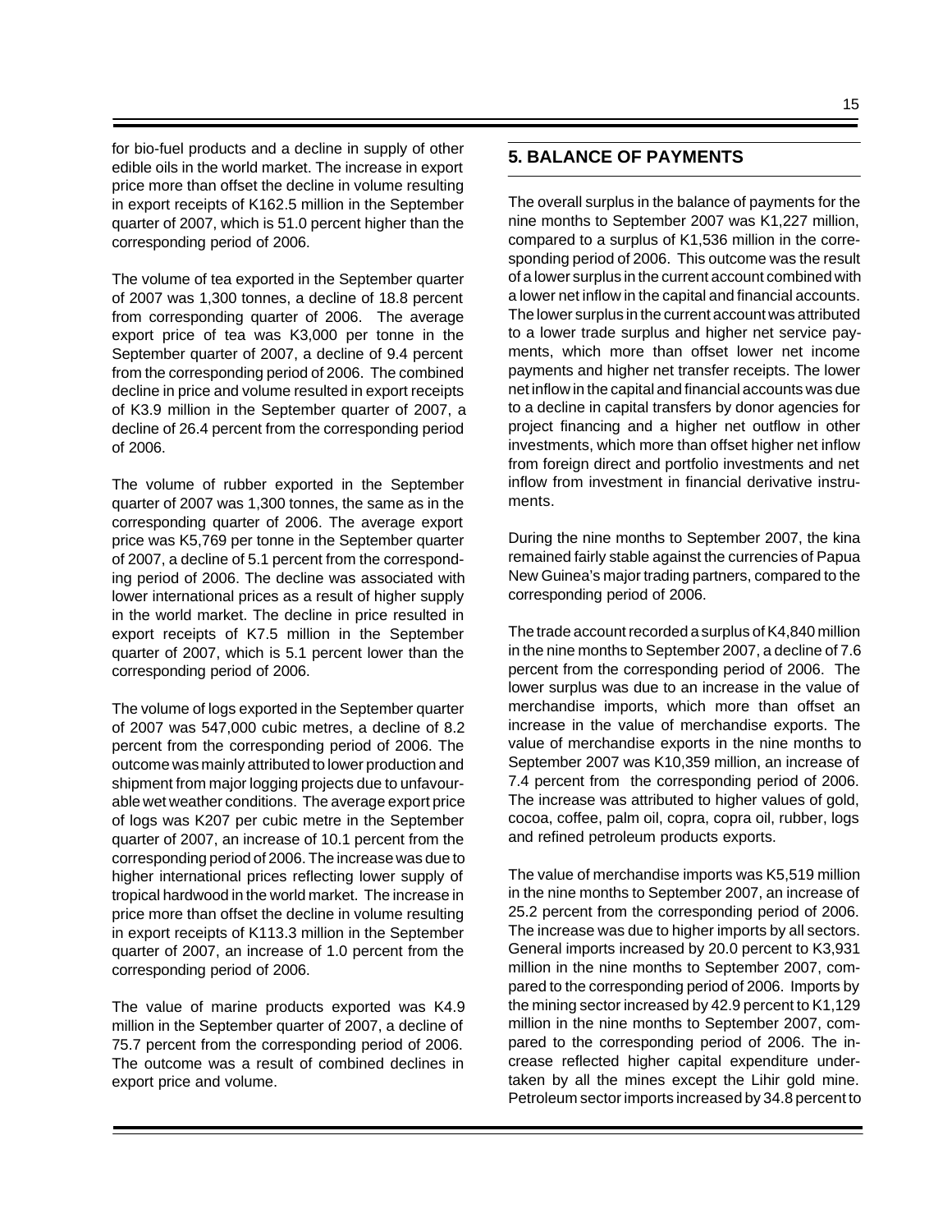for bio-fuel products and a decline in supply of other edible oils in the world market. The increase in export price more than offset the decline in volume resulting in export receipts of K162.5 million in the September quarter of 2007, which is 51.0 percent higher than the corresponding period of 2006.

The volume of tea exported in the September quarter of 2007 was 1,300 tonnes, a decline of 18.8 percent from corresponding quarter of 2006. The average export price of tea was K3,000 per tonne in the September quarter of 2007, a decline of 9.4 percent from the corresponding period of 2006. The combined decline in price and volume resulted in export receipts of K3.9 million in the September quarter of 2007, a decline of 26.4 percent from the corresponding period of 2006.

The volume of rubber exported in the September quarter of 2007 was 1,300 tonnes, the same as in the corresponding quarter of 2006. The average export price was K5,769 per tonne in the September quarter of 2007, a decline of 5.1 percent from the corresponding period of 2006. The decline was associated with lower international prices as a result of higher supply in the world market. The decline in price resulted in export receipts of K7.5 million in the September quarter of 2007, which is 5.1 percent lower than the corresponding period of 2006.

The volume of logs exported in the September quarter of 2007 was 547,000 cubic metres, a decline of 8.2 percent from the corresponding period of 2006. The outcome was mainly attributed to lower production and shipment from major logging projects due to unfavourable wet weather conditions. The average export price of logs was K207 per cubic metre in the September quarter of 2007, an increase of 10.1 percent from the corresponding period of 2006. The increase was due to higher international prices reflecting lower supply of tropical hardwood in the world market. The increase in price more than offset the decline in volume resulting in export receipts of K113.3 million in the September quarter of 2007, an increase of 1.0 percent from the corresponding period of 2006.

The value of marine products exported was K4.9 million in the September quarter of 2007, a decline of 75.7 percent from the corresponding period of 2006. The outcome was a result of combined declines in export price and volume.

## 5. BALANCE OF PAYMENTS

The overall surplus in the balance of payments for the nine months to September 2007 was K1,227 million, compared to a surplus of K1,536 million in the corresponding period of 2006. This outcome was the result of a lower surplus in the current account combined with a lower net inflow in the capital and financial accounts. The lower surplus in the current account was attributed to a lower trade surplus and higher net service payments, which more than offset lower net income payments and higher net transfer receipts. The lower net inflow in the capital and financial accounts was due to a decline in capital transfers by donor agencies for project financing and a higher net outflow in other investments, which more than offset higher net inflow from foreign direct and portfolio investments and net inflow from investment in financial derivative instruments.

During the nine months to September 2007, the kina remained fairly stable against the currencies of Papua New Guinea's major trading partners, compared to the corresponding period of 2006.

The trade account recorded a surplus of K4,840 million in the nine months to September 2007, a decline of 7.6 percent from the corresponding period of 2006. The lower surplus was due to an increase in the value of merchandise imports, which more than offset an increase in the value of merchandise exports. The value of merchandise exports in the nine months to September 2007 was K10,359 million, an increase of 7.4 percent from the corresponding period of 2006. The increase was attributed to higher values of gold, cocoa, coffee, palm oil, copra, copra oil, rubber, logs and refined petroleum products exports.

The value of merchandise imports was K5,519 million in the nine months to September 2007, an increase of 25.2 percent from the corresponding period of 2006. The increase was due to higher imports by all sectors. General imports increased by 20.0 percent to K3,931 million in the nine months to September 2007, compared to the corresponding period of 2006. Imports by the mining sector increased by 42.9 percent to K1,129 million in the nine months to September 2007, compared to the corresponding period of 2006. The increase reflected higher capital expenditure undertaken by all the mines except the Lihir gold mine. Petroleum sector imports increased by 34.8 percent to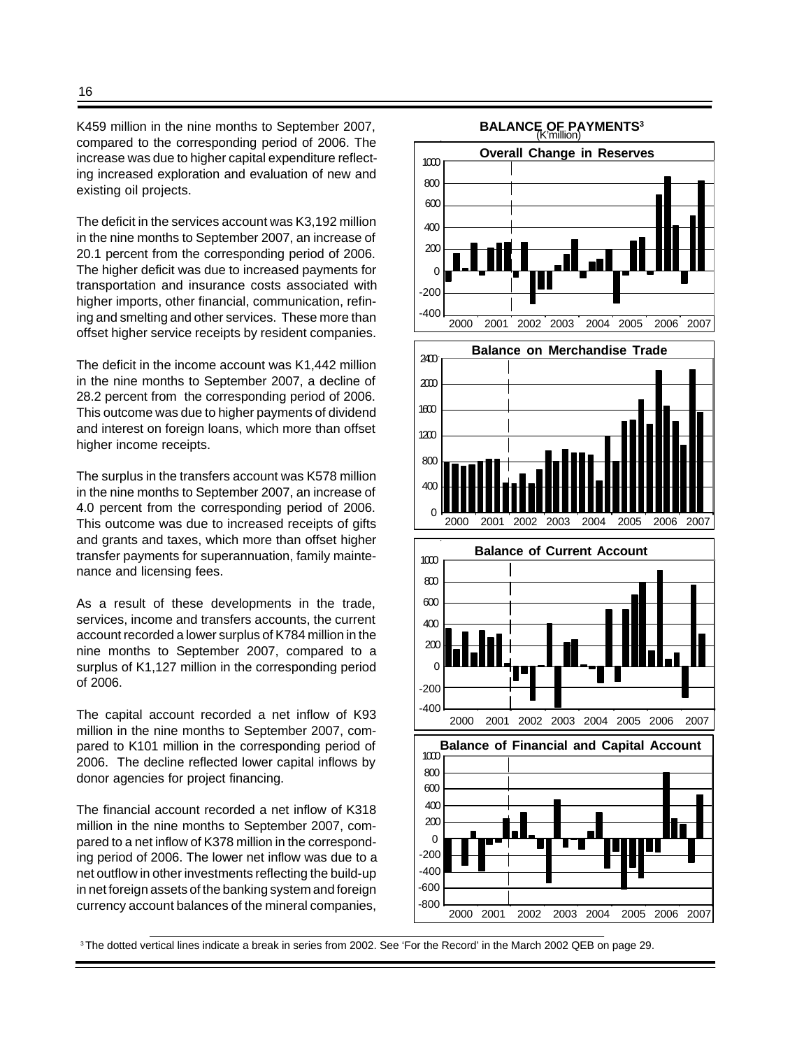K459 million in the nine months to September 2007, compared to the corresponding period of 2006. The increase was due to higher capital expenditure reflecting increased exploration and evaluation of new and existing oil projects.

The deficit in the services account was K3,192 million in the nine months to September 2007, an increase of 20.1 percent from the corresponding period of 2006. The higher deficit was due to increased payments for transportation and insurance costs associated with higher imports, other financial, communication, refining and smelting and other services. These more than offset higher service receipts by resident companies.

The deficit in the income account was K1,442 million in the nine months to September 2007, a decline of 28.2 percent from the corresponding period of 2006. This outcome was due to higher payments of dividend and interest on foreign loans, which more than offset higher income receipts.

The surplus in the transfers account was K578 million in the nine months to September 2007, an increase of 4.0 percent from the corresponding period of 2006. This outcome was due to increased receipts of gifts and grants and taxes, which more than offset higher transfer payments for superannuation, family maintenance and licensing fees.

As a result of these developments in the trade, services, income and transfers accounts, the current account recorded a lower surplus of K784 million in the nine months to September 2007, compared to a surplus of K1,127 million in the corresponding period of 2006.

The capital account recorded a net inflow of K93 million in the nine months to September 2007, compared to K101 million in the corresponding period of 2006. The decline reflected lower capital inflows by donor agencies for project financing.

The financial account recorded a net inflow of K318 million in the nine months to September 2007, compared to a net inflow of K378 million in the corresponding period of 2006. The lower net inflow was due to a net outflow in other investments reflecting the build-up in net foreign assets of the banking system and foreign currency account balances of the mineral companies,

**BALANCE OF PAYMENTS**[3]
(K'million)

Overall Change in Reserves

Balance on Merchandise Trade

Balance of Current Account

Balance of Financial and Capital Account

[3] The dotted vertical lines indicate a break in series from 2002. See 'For the Record' in the March 2002 QEB on page 29.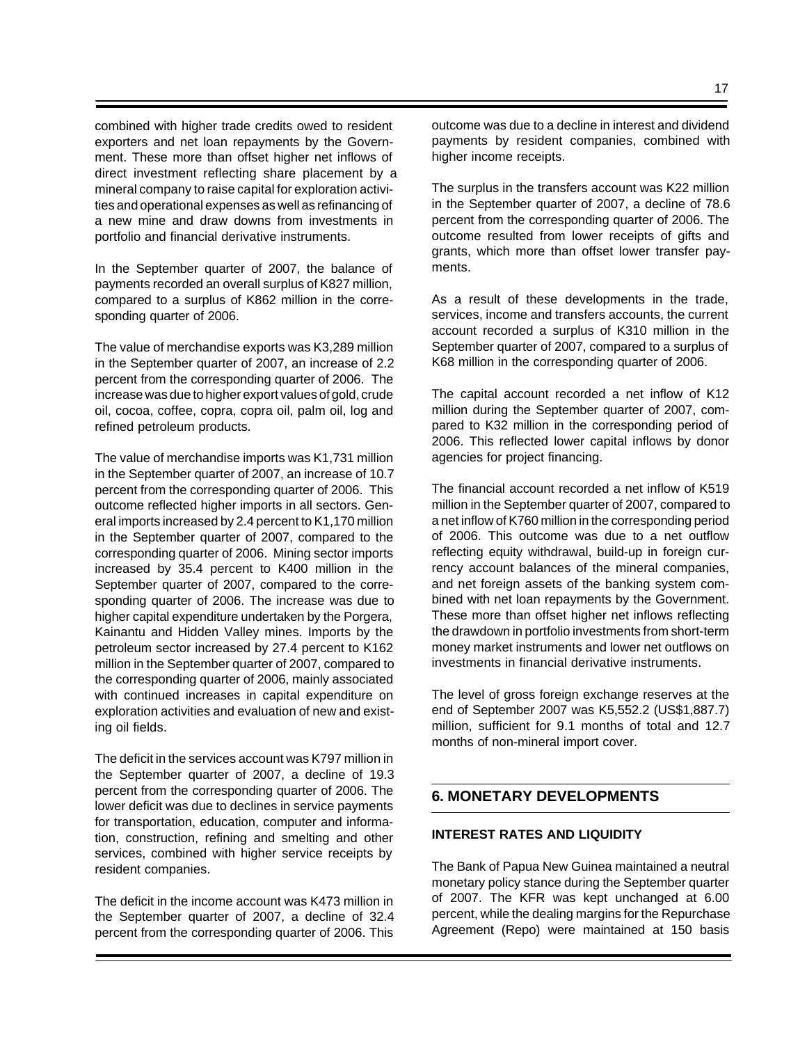combined with higher trade credits owed to resident exporters and net loan repayments by the Government. These more than offset higher net inflows of direct investment reflecting share placement by a mineral company to raise capital for exploration activities and operational expenses as well as refinancing of a new mine and draw downs from investments in portfolio and financial derivative instruments.

In the September quarter of 2007, the balance of payments recorded an overall surplus of K827 million, compared to a surplus of K862 million in the corresponding quarter of 2006.

The value of merchandise exports was K3,289 million in the September quarter of 2007, an increase of 2.2 percent from the corresponding quarter of 2006. The increase was due to higher export values of gold, crude oil, cocoa, coffee, copra, copra oil, palm oil, log and refined petroleum products.

The value of merchandise imports was K1,731 million in the September quarter of 2007, an increase of 10.7 percent from the corresponding quarter of 2006. This outcome reflected higher imports in all sectors. General imports increased by 2.4 percent to K1,170 million in the September quarter of 2007, compared to the corresponding quarter of 2006. Mining sector imports increased by 35.4 percent to K400 million in the September quarter of 2007, compared to the corresponding quarter of 2006. The increase was due to higher capital expenditure undertaken by the Porgera, Kainantu and Hidden Valley mines. Imports by the petroleum sector increased by 27.4 percent to K162 million in the September quarter of 2007, compared to the corresponding quarter of 2006, mainly associated with continued increases in capital expenditure on exploration activities and evaluation of new and existing oil fields.

The deficit in the services account was K797 million in the September quarter of 2007, a decline of 19.3 percent from the corresponding quarter of 2006. The lower deficit was due to declines in service payments for transportation, education, computer and information, construction, refining and smelting and other services, combined with higher service receipts by resident companies.

The deficit in the income account was K473 million in the September quarter of 2007, a decline of 32.4 percent from the corresponding quarter of 2006. This outcome was due to a decline in interest and dividend payments by resident companies, combined with higher income receipts.

The surplus in the transfers account was K22 million in the September quarter of 2007, a decline of 78.6 percent from the corresponding quarter of 2006. The outcome resulted from lower receipts of gifts and grants, which more than offset lower transfer payments.

As a result of these developments in the trade, services, income and transfers accounts, the current account recorded a surplus of K310 million in the September quarter of 2007, compared to a surplus of K68 million in the corresponding quarter of 2006.

The capital account recorded a net inflow of K12 million during the September quarter of 2007, compared to K32 million in the corresponding period of 2006. This reflected lower capital inflows by donor agencies for project financing.

The financial account recorded a net inflow of K519 million in the September quarter of 2007, compared to a net inflow of K760 million in the corresponding period of 2006. This outcome was due to a net outflow reflecting equity withdrawal, build-up in foreign currency account balances of the mineral companies, and net foreign assets of the banking system combined with net loan repayments by the Government. These more than offset higher net inflows reflecting the drawdown in portfolio investments from short-term money market instruments and lower net outflows on investments in financial derivative instruments.

The level of gross foreign exchange reserves at the end of September 2007 was K5,552.2 (US$1,887.7) million, sufficient for 9.1 months of total and 12.7 months of non-mineral import cover.

## 6. MONETARY DEVELOPMENTS

### INTEREST RATES AND LIQUIDITY

The Bank of Papua New Guinea maintained a neutral monetary policy stance during the September quarter of 2007. The KFR was kept unchanged at 6.00 percent, while the dealing margins for the Repurchase Agreement (Repo) were maintained at 150 basis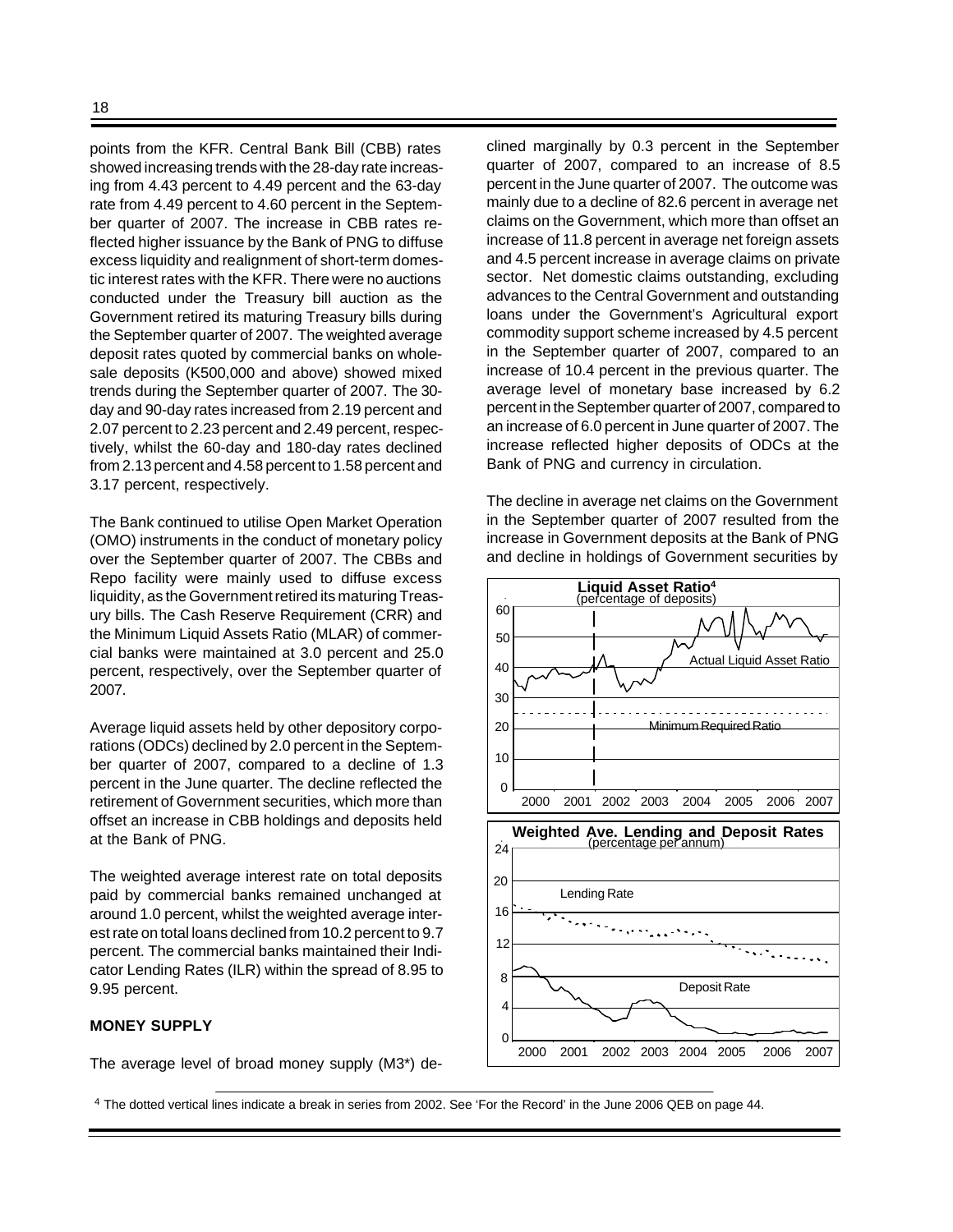points from the KFR. Central Bank Bill (CBB) rates showed increasing trends with the 28-day rate increasing from 4.43 percent to 4.49 percent and the 63-day rate from 4.49 percent to 4.60 percent in the September quarter of 2007. The increase in CBB rates reflected higher issuance by the Bank of PNG to diffuse excess liquidity and realignment of short-term domestic interest rates with the KFR. There were no auctions conducted under the Treasury bill auction as the Government retired its maturing Treasury bills during the September quarter of 2007. The weighted average deposit rates quoted by commercial banks on wholesale deposits (K500,000 and above) showed mixed trends during the September quarter of 2007. The 30-day and 90-day rates increased from 2.19 percent and 2.07 percent to 2.23 percent and 2.49 percent, respectively, whilst the 60-day and 180-day rates declined from 2.13 percent and 4.58 percent to 1.58 percent and 3.17 percent, respectively.

The Bank continued to utilise Open Market Operation (OMO) instruments in the conduct of monetary policy over the September quarter of 2007. The CBBs and Repo facility were mainly used to diffuse excess liquidity, as the Government retired its maturing Treasury bills. The Cash Reserve Requirement (CRR) and the Minimum Liquid Assets Ratio (MLAR) of commercial banks were maintained at 3.0 percent and 25.0 percent, respectively, over the September quarter of 2007.

Average liquid assets held by other depository corporations (ODCs) declined by 2.0 percent in the September quarter of 2007, compared to a decline of 1.3 percent in the June quarter. The decline reflected the retirement of Government securities, which more than offset an increase in CBB holdings and deposits held at the Bank of PNG.

The weighted average interest rate on total deposits paid by commercial banks remained unchanged at around 1.0 percent, whilst the weighted average interest rate on total loans declined from 10.2 percent to 9.7 percent. The commercial banks maintained their Indicator Lending Rates (ILR) within the spread of 8.95 to 9.95 percent.

**MONEY SUPPLY**

The average level of broad money supply (M3*) declined marginally by 0.3 percent in the September quarter of 2007, compared to an increase of 8.5 percent in the June quarter of 2007. The outcome was mainly due to a decline of 82.6 percent in average net claims on the Government, which more than offset an increase of 11.8 percent in average net foreign assets and 4.5 percent increase in average claims on private sector. Net domestic claims outstanding, excluding advances to the Central Government and outstanding loans under the Government's Agricultural export commodity support scheme increased by 4.5 percent in the September quarter of 2007, compared to an increase of 10.4 percent in the previous quarter. The average level of monetary base increased by 6.2 percent in the September quarter of 2007, compared to an increase of 6.0 percent in June quarter of 2007. The increase reflected higher deposits of ODCs at the Bank of PNG and currency in circulation.

The decline in average net claims on the Government in the September quarter of 2007 resulted from the increase in Government deposits at the Bank of PNG and decline in holdings of Government securities by

**Liquid Asset Ratio**[4]
(percentage of deposits)

**Weighted Ave. Lending and Deposit Rates**
(percentage per annum)

[4] The dotted vertical lines indicate a break in series from 2002. See 'For the Record' in the June 2006 QEB on page 44.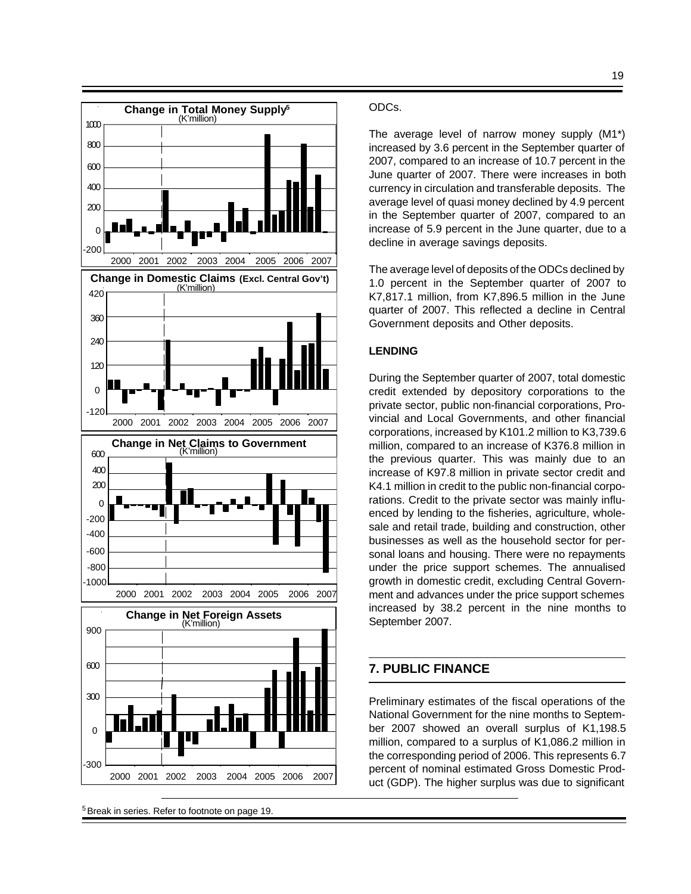**Change in Total Money Supply**[5]
(K'million)

**Change in Domestic Claims (Excl. Central Gov't)**
(K'million)

**Change in Net Claims to Government**
(K'million)

**Change in Net Foreign Assets**
(K'million)

ODCs.

The average level of narrow money supply (M1*) increased by 3.6 percent in the September quarter of 2007, compared to an increase of 10.7 percent in the June quarter of 2007. There were increases in both currency in circulation and transferable deposits. The average level of quasi money declined by 4.9 percent in the September quarter of 2007, compared to an increase of 5.9 percent in the June quarter, due to a decline in average savings deposits.

The average level of deposits of the ODCs declined by 1.0 percent in the September quarter of 2007 to K7,817.1 million, from K7,896.5 million in the June quarter of 2007. This reflected a decline in Central Government deposits and Other deposits.

**LENDING**

During the September quarter of 2007, total domestic credit extended by depository corporations to the private sector, public non-financial corporations, Provincial and Local Governments, and other financial corporations, increased by K101.2 million to K3,739.6 million, compared to an increase of K376.8 million in the previous quarter. This was mainly due to an increase of K97.8 million in private sector credit and K4.1 million in credit to the public non-financial corporations. Credit to the private sector was mainly influenced by lending to the fisheries, agriculture, wholesale and retail trade, building and construction, other businesses as well as the household sector for personal loans and housing. There were no repayments under the price support schemes. The annualised growth in domestic credit, excluding Central Government and advances under the price support schemes increased by 38.2 percent in the nine months to September 2007.

## 7. PUBLIC FINANCE

Preliminary estimates of the fiscal operations of the National Government for the nine months to September 2007 showed an overall surplus of K1,198.5 million, compared to a surplus of K1,086.2 million in the corresponding period of 2006. This represents 6.7 percent of nominal estimated Gross Domestic Product (GDP). The higher surplus was due to significant

[5] Break in series. Refer to footnote on page 19.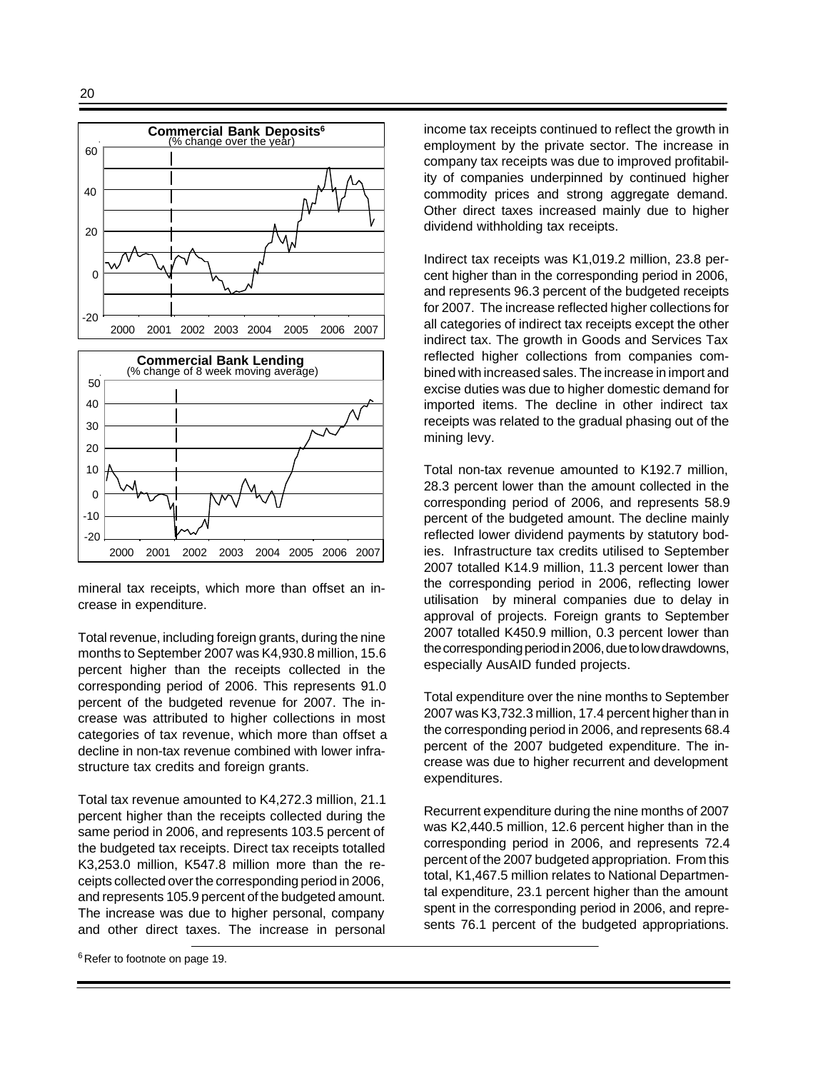**Commercial Bank Deposits**[6]
(% change over the year)

**Commercial Bank Lending**
(% change of 8 week moving average)

mineral tax receipts, which more than offset an increase in expenditure.

Total revenue, including foreign grants, during the nine months to September 2007 was K4,930.8 million, 15.6 percent higher than the receipts collected in the corresponding period of 2006. This represents 91.0 percent of the budgeted revenue for 2007. The increase was attributed to higher collections in most categories of tax revenue, which more than offset a decline in non-tax revenue combined with lower infrastructure tax credits and foreign grants.

Total tax revenue amounted to K4,272.3 million, 21.1 percent higher than the receipts collected during the same period in 2006, and represents 103.5 percent of the budgeted tax receipts. Direct tax receipts totalled K3,253.0 million, K547.8 million more than the receipts collected over the corresponding period in 2006, and represents 105.9 percent of the budgeted amount. The increase was due to higher personal, company and other direct taxes. The increase in personal income tax receipts continued to reflect the growth in employment by the private sector. The increase in company tax receipts was due to improved profitability of companies underpinned by continued higher commodity prices and strong aggregate demand. Other direct taxes increased mainly due to higher dividend withholding tax receipts.

Indirect tax receipts was K1,019.2 million, 23.8 percent higher than in the corresponding period in 2006, and represents 96.3 percent of the budgeted receipts for 2007. The increase reflected higher collections for all categories of indirect tax receipts except the other indirect tax. The growth in Goods and Services Tax reflected higher collections from companies combined with increased sales. The increase in import and excise duties was due to higher domestic demand for imported items. The decline in other indirect tax receipts was related to the gradual phasing out of the mining levy.

Total non-tax revenue amounted to K192.7 million, 28.3 percent lower than the amount collected in the corresponding period of 2006, and represents 58.9 percent of the budgeted amount. The decline mainly reflected lower dividend payments by statutory bodies. Infrastructure tax credits utilised to September 2007 totalled K14.9 million, 11.3 percent lower than the corresponding period in 2006, reflecting lower utilisation by mineral companies due to delay in approval of projects. Foreign grants to September 2007 totalled K450.9 million, 0.3 percent lower than the corresponding period in 2006, due to low drawdowns, especially AusAID funded projects.

Total expenditure over the nine months to September 2007 was K3,732.3 million, 17.4 percent higher than in the corresponding period in 2006, and represents 68.4 percent of the 2007 budgeted expenditure. The increase was due to higher recurrent and development expenditures.

Recurrent expenditure during the nine months of 2007 was K2,440.5 million, 12.6 percent higher than in the corresponding period in 2006, and represents 72.4 percent of the 2007 budgeted appropriation. From this total, K1,467.5 million relates to National Departmental expenditure, 23.1 percent higher than the amount spent in the corresponding period in 2006, and represents 76.1 percent of the budgeted appropriations.

[6] Refer to footnote on page 19.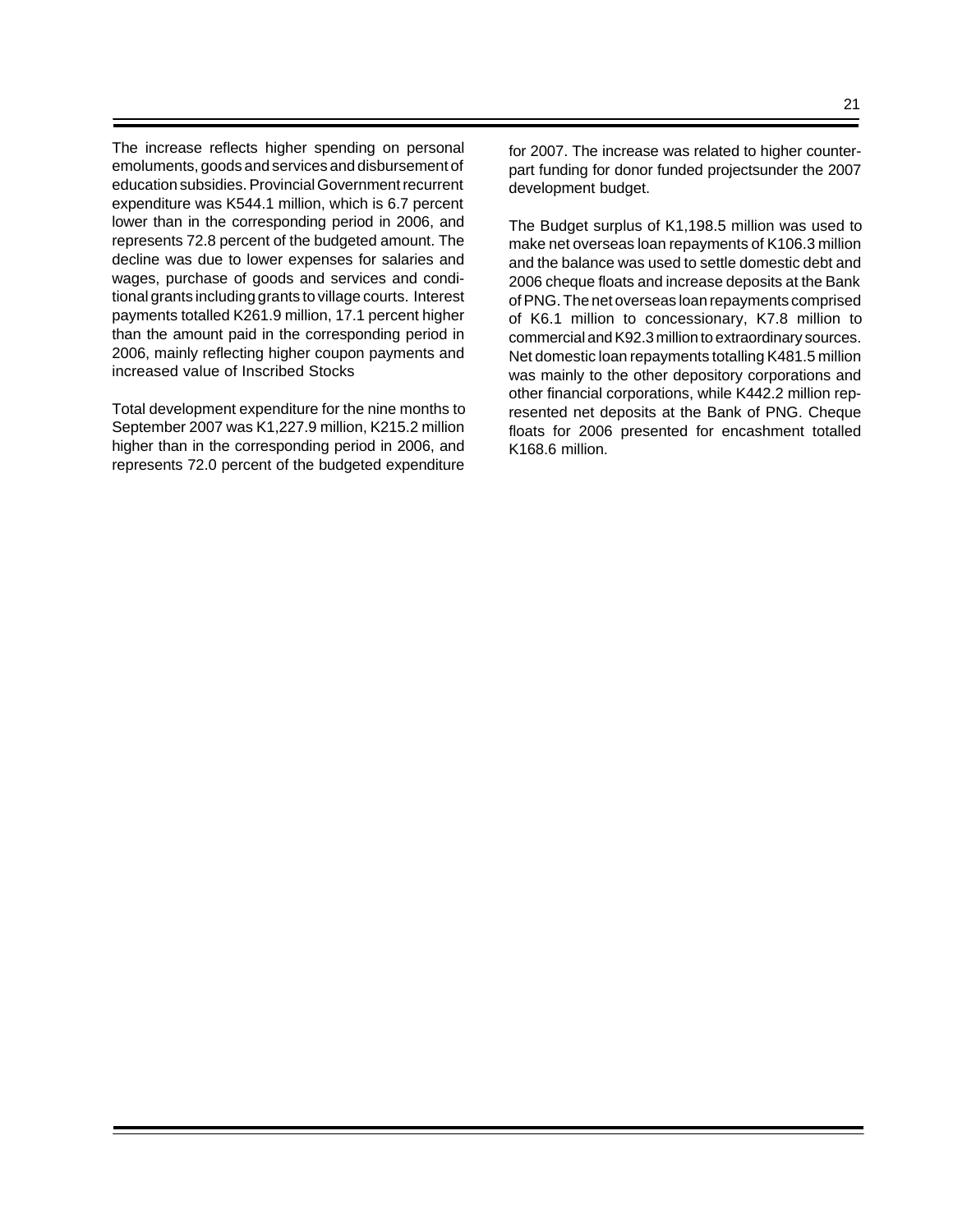The increase reflects higher spending on personal emoluments, goods and services and disbursement of education subsidies. Provincial Government recurrent expenditure was K544.1 million, which is 6.7 percent lower than in the corresponding period in 2006, and represents 72.8 percent of the budgeted amount. The decline was due to lower expenses for salaries and wages, purchase of goods and services and conditional grants including grants to village courts. Interest payments totalled K261.9 million, 17.1 percent higher than the amount paid in the corresponding period in 2006, mainly reflecting higher coupon payments and increased value of Inscribed Stocks

Total development expenditure for the nine months to September 2007 was K1,227.9 million, K215.2 million higher than in the corresponding period in 2006, and represents 72.0 percent of the budgeted expenditure for 2007. The increase was related to higher counterpart funding for donor funded projectsunder the 2007 development budget.

The Budget surplus of K1,198.5 million was used to make net overseas loan repayments of K106.3 million and the balance was used to settle domestic debt and 2006 cheque floats and increase deposits at the Bank of PNG. The net overseas loan repayments comprised of K6.1 million to concessionary, K7.8 million to commercial and K92.3 million to extraordinary sources. Net domestic loan repayments totalling K481.5 million was mainly to the other depository corporations and other financial corporations, while K442.2 million represented net deposits at the Bank of PNG. Cheque floats for 2006 presented for encashment totalled K168.6 million.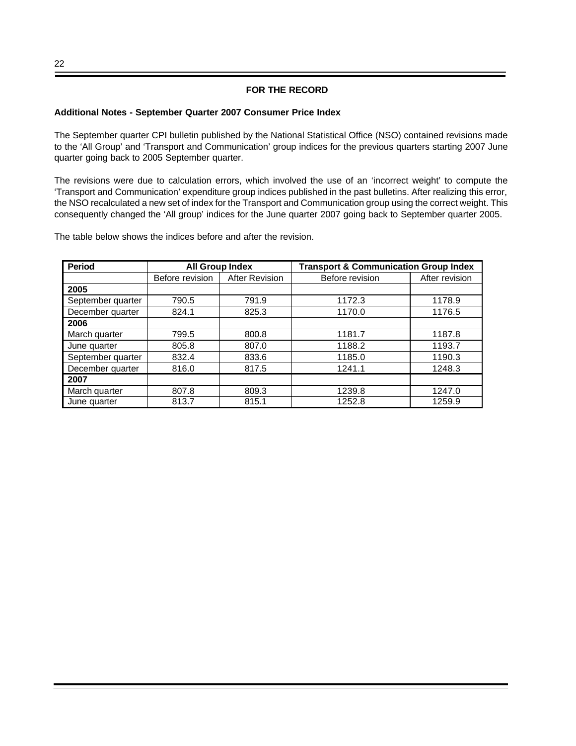## FOR THE RECORD

**Additional Notes - September Quarter 2007 Consumer Price Index**

The September quarter CPI bulletin published by the National Statistical Office (NSO) contained revisions made to the 'All Group' and 'Transport and Communication' group indices for the previous quarters starting 2007 June quarter going back to 2005 September quarter.

The revisions were due to calculation errors, which involved the use of an 'incorrect weight' to compute the 'Transport and Communication' expenditure group indices published in the past bulletins. After realizing this error, the NSO recalculated a new set of index for the Transport and Communication group using the correct weight. This consequently changed the 'All group' indices for the June quarter 2007 going back to September quarter 2005.

The table below shows the indices before and after the revision.

| Period | All Group Index | | Transport & Communication Group Index | |
|---|---|---|---|---|
| | Before revision | After Revision | Before revision | After revision |
| **2005** | | | | |
| September quarter | 790.5 | 791.9 | 1172.3 | 1178.9 |
| December quarter | 824.1 | 825.3 | 1170.0 | 1176.5 |
| **2006** | | | | |
| March quarter | 799.5 | 800.8 | 1181.7 | 1187.8 |
| June quarter | 805.8 | 807.0 | 1188.2 | 1193.7 |
| September quarter | 832.4 | 833.6 | 1185.0 | 1190.3 |
| December quarter | 816.0 | 817.5 | 1241.1 | 1248.3 |
| **2007** | | | | |
| March quarter | 807.8 | 809.3 | 1239.8 | 1247.0 |
| June quarter | 813.7 | 815.1 | 1252.8 | 1259.9 |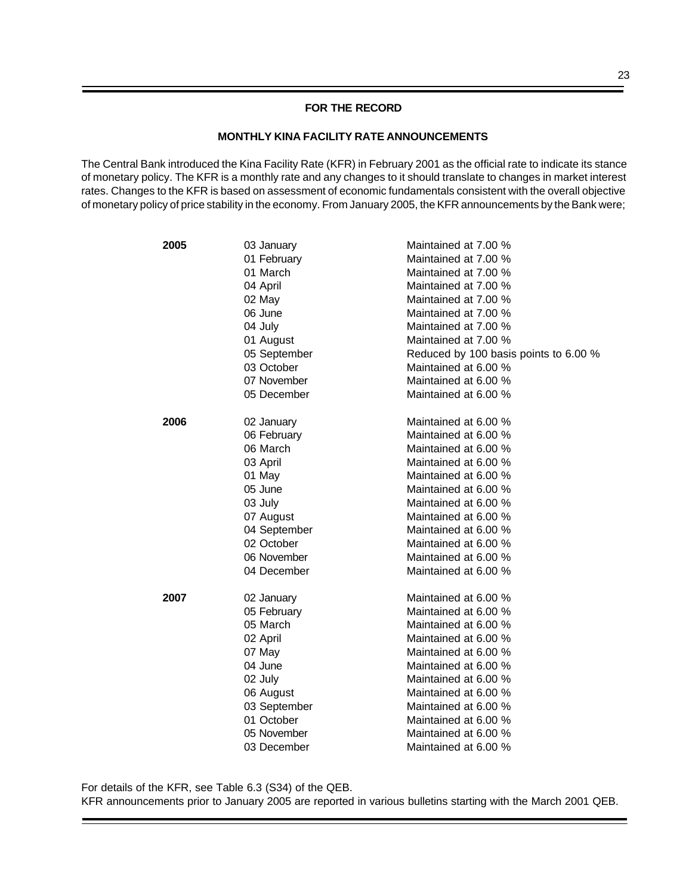## FOR THE RECORD

### MONTHLY KINA FACILITY RATE ANNOUNCEMENTS

The Central Bank introduced the Kina Facility Rate (KFR) in February 2001 as the official rate to indicate its stance of monetary policy. The KFR is a monthly rate and any changes to it should translate to changes in market interest rates. Changes to the KFR is based on assessment of economic fundamentals consistent with the overall objective of monetary policy of price stability in the economy. From January 2005, the KFR announcements by the Bank were;

| | | |
|---|---|---|
| **2005** | 03 January | Maintained at 7.00 % |
| | 01 February | Maintained at 7.00 % |
| | 01 March | Maintained at 7.00 % |
| | 04 April | Maintained at 7.00 % |
| | 02 May | Maintained at 7.00 % |
| | 06 June | Maintained at 7.00 % |
| | 04 July | Maintained at 7.00 % |
| | 01 August | Maintained at 7.00 % |
| | 05 September | Reduced by 100 basis points to 6.00 % |
| | 03 October | Maintained at 6.00 % |
| | 07 November | Maintained at 6.00 % |
| | 05 December | Maintained at 6.00 % |
| **2006** | 02 January | Maintained at 6.00 % |
| | 06 February | Maintained at 6.00 % |
| | 06 March | Maintained at 6.00 % |
| | 03 April | Maintained at 6.00 % |
| | 01 May | Maintained at 6.00 % |
| | 05 June | Maintained at 6.00 % |
| | 03 July | Maintained at 6.00 % |
| | 07 August | Maintained at 6.00 % |
| | 04 September | Maintained at 6.00 % |
| | 02 October | Maintained at 6.00 % |
| | 06 November | Maintained at 6.00 % |
| | 04 December | Maintained at 6.00 % |
| **2007** | 02 January | Maintained at 6.00 % |
| | 05 February | Maintained at 6.00 % |
| | 05 March | Maintained at 6.00 % |
| | 02 April | Maintained at 6.00 % |
| | 07 May | Maintained at 6.00 % |
| | 04 June | Maintained at 6.00 % |
| | 02 July | Maintained at 6.00 % |
| | 06 August | Maintained at 6.00 % |
| | 03 September | Maintained at 6.00 % |
| | 01 October | Maintained at 6.00 % |
| | 05 November | Maintained at 6.00 % |
| | 03 December | Maintained at 6.00 % |

For details of the KFR, see Table 6.3 (S34) of the QEB.
KFR announcements prior to January 2005 are reported in various bulletins starting with the March 2001 QEB.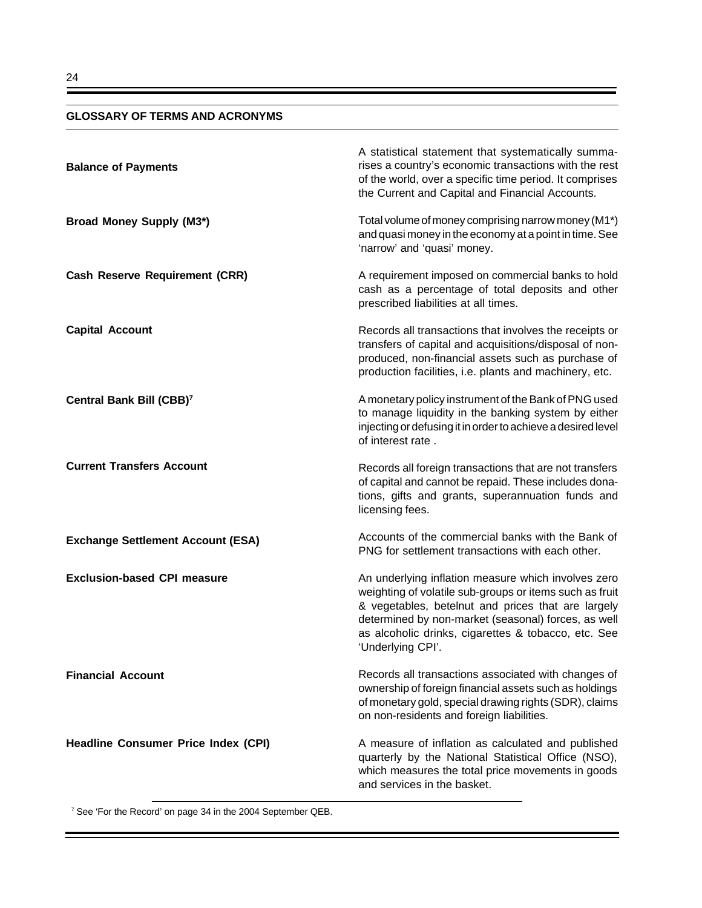## GLOSSARY OF TERMS AND ACRONYMS

**Balance of Payments**

A statistical statement that systematically summarises a country's economic transactions with the rest of the world, over a specific time period. It comprises the Current and Capital and Financial Accounts.

**Broad Money Supply (M3*)**

Total volume of money comprising narrow money (M1*) and quasi money in the economy at a point in time. See 'narrow' and 'quasi' money.

**Cash Reserve Requirement (CRR)**

A requirement imposed on commercial banks to hold cash as a percentage of total deposits and other prescribed liabilities at all times.

**Capital Account**

Records all transactions that involves the receipts or transfers of capital and acquisitions/disposal of non-produced, non-financial assets such as purchase of production facilities, i.e. plants and machinery, etc.

**Central Bank Bill (CBB)[7]**

A monetary policy instrument of the Bank of PNG used to manage liquidity in the banking system by either injecting or defusing it in order to achieve a desired level of interest rate .

**Current Transfers Account**

Records all foreign transactions that are not transfers of capital and cannot be repaid. These includes donations, gifts and grants, superannuation funds and licensing fees.

**Exchange Settlement Account (ESA)**

Accounts of the commercial banks with the Bank of PNG for settlement transactions with each other.

**Exclusion-based CPI measure**

An underlying inflation measure which involves zero weighting of volatile sub-groups or items such as fruit & vegetables, betelnut and prices that are largely determined by non-market (seasonal) forces, as well as alcoholic drinks, cigarettes & tobacco, etc. See 'Underlying CPI'.

**Financial Account**

Records all transactions associated with changes of ownership of foreign financial assets such as holdings of monetary gold, special drawing rights (SDR), claims on non-residents and foreign liabilities.

**Headline Consumer Price Index (CPI)**

A measure of inflation as calculated and published quarterly by the National Statistical Office (NSO), which measures the total price movements in goods and services in the basket.

---

[7] See 'For the Record' on page 34 in the 2004 September QEB.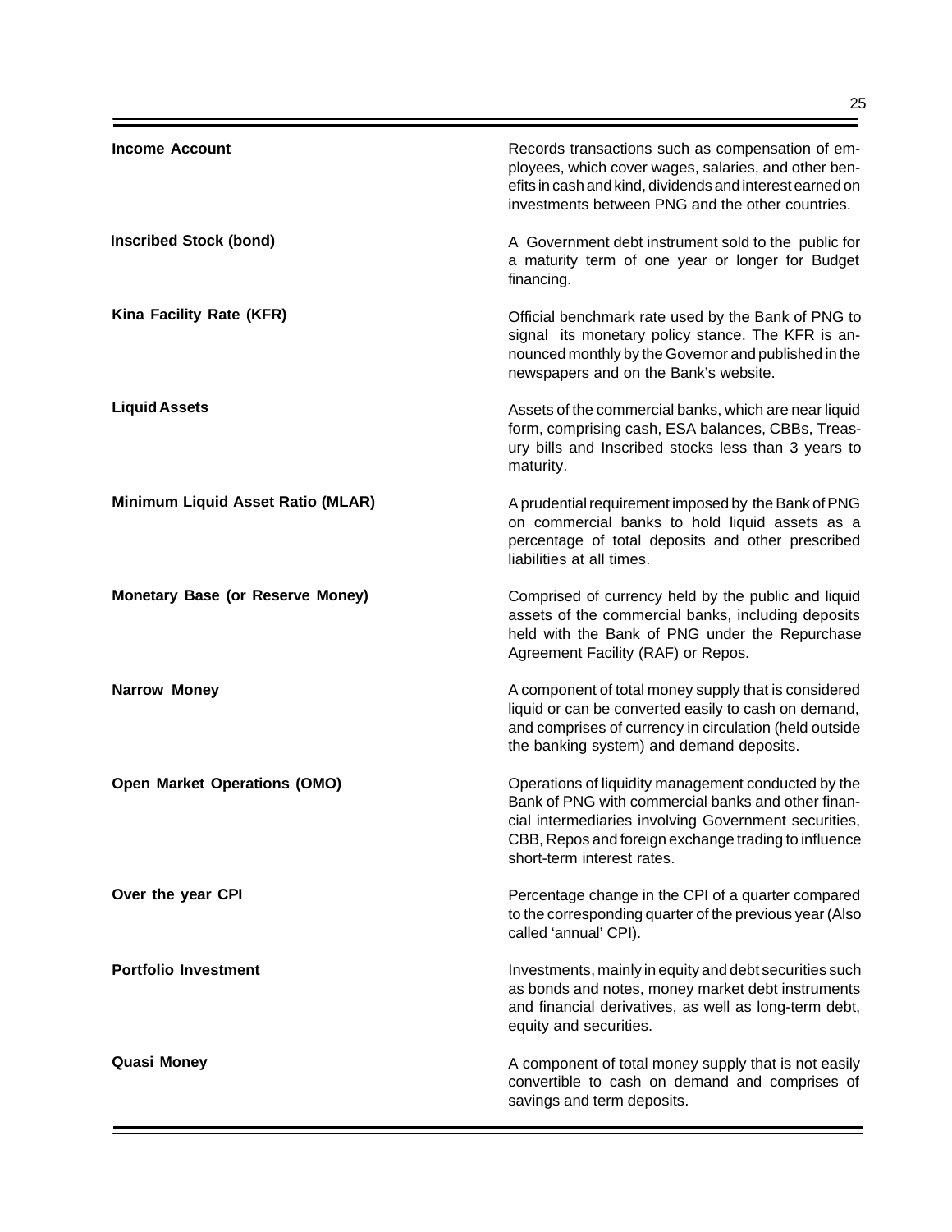| | |
|---|---|
| **Income Account** | Records transactions such as compensation of employees, which cover wages, salaries, and other benefits in cash and kind, dividends and interest earned on investments between PNG and the other countries. |
| **Inscribed Stock (bond)** | A Government debt instrument sold to the public for a maturity term of one year or longer for Budget financing. |
| **Kina Facility Rate (KFR)** | Official benchmark rate used by the Bank of PNG to signal its monetary policy stance. The KFR is announced monthly by the Governor and published in the newspapers and on the Bank's website. |
| **Liquid Assets** | Assets of the commercial banks, which are near liquid form, comprising cash, ESA balances, CBBs, Treasury bills and Inscribed stocks less than 3 years to maturity. |
| **Minimum Liquid Asset Ratio (MLAR)** | A prudential requirement imposed by the Bank of PNG on commercial banks to hold liquid assets as a percentage of total deposits and other prescribed liabilities at all times. |
| **Monetary Base (or Reserve Money)** | Comprised of currency held by the public and liquid assets of the commercial banks, including deposits held with the Bank of PNG under the Repurchase Agreement Facility (RAF) or Repos. |
| **Narrow Money** | A component of total money supply that is considered liquid or can be converted easily to cash on demand, and comprises of currency in circulation (held outside the banking system) and demand deposits. |
| **Open Market Operations (OMO)** | Operations of liquidity management conducted by the Bank of PNG with commercial banks and other financial intermediaries involving Government securities, CBB, Repos and foreign exchange trading to influence short-term interest rates. |
| **Over the year CPI** | Percentage change in the CPI of a quarter compared to the corresponding quarter of the previous year (Also called 'annual' CPI). |
| **Portfolio Investment** | Investments, mainly in equity and debt securities such as bonds and notes, money market debt instruments and financial derivatives, as well as long-term debt, equity and securities. |
| **Quasi Money** | A component of total money supply that is not easily convertible to cash on demand and comprises of savings and term deposits. |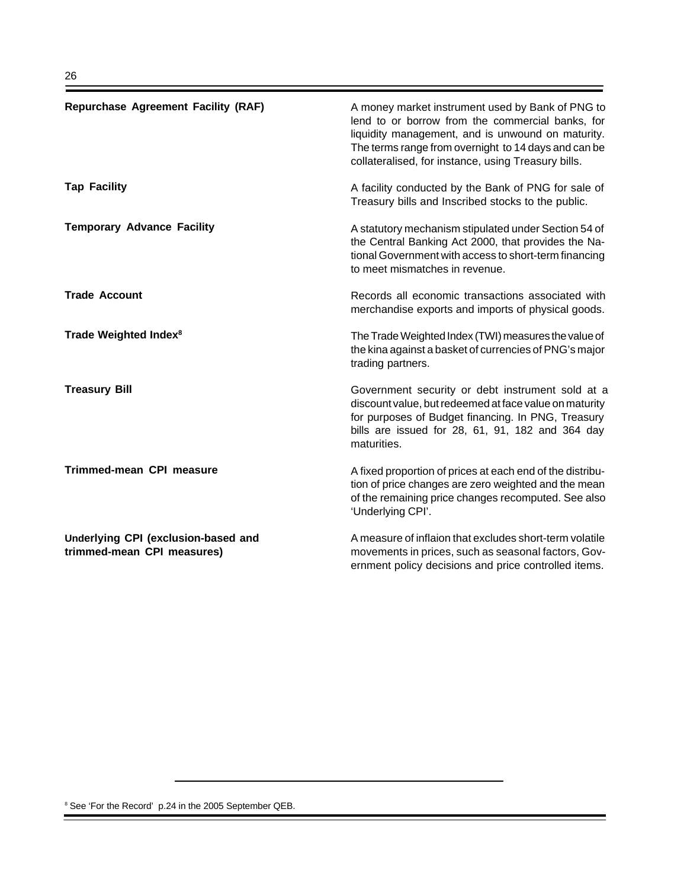**Repurchase Agreement Facility (RAF)**

A money market instrument used by Bank of PNG to lend to or borrow from the commercial banks, for liquidity management, and is unwound on maturity. The terms range from overnight to 14 days and can be collateralised, for instance, using Treasury bills.

**Tap Facility**

A facility conducted by the Bank of PNG for sale of Treasury bills and Inscribed stocks to the public.

**Temporary Advance Facility**

A statutory mechanism stipulated under Section 54 of the Central Banking Act 2000, that provides the National Government with access to short-term financing to meet mismatches in revenue.

**Trade Account**

Records all economic transactions associated with merchandise exports and imports of physical goods.

**Trade Weighted Index[8]**

The Trade Weighted Index (TWI) measures the value of the kina against a basket of currencies of PNG's major trading partners.

**Treasury Bill**

Government security or debt instrument sold at a discount value, but redeemed at face value on maturity for purposes of Budget financing. In PNG, Treasury bills are issued for 28, 61, 91, 182 and 364 day maturities.

**Trimmed-mean CPI measure**

A fixed proportion of prices at each end of the distribution of price changes are zero weighted and the mean of the remaining price changes recomputed. See also 'Underlying CPI'.

**Underlying CPI (exclusion-based and trimmed-mean CPI measures)**

A measure of inflaion that excludes short-term volatile movements in prices, such as seasonal factors, Government policy decisions and price controlled items.

---

[8] See 'For the Record' p.24 in the 2005 September QEB.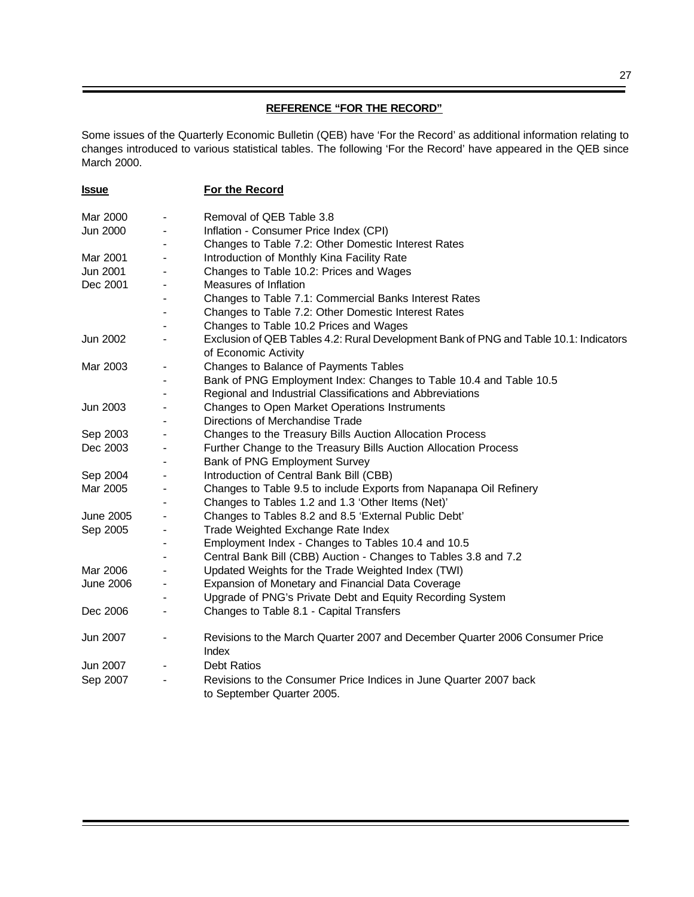## REFERENCE "FOR THE RECORD"

Some issues of the Quarterly Economic Bulletin (QEB) have 'For the Record' as additional information relating to changes introduced to various statistical tables. The following 'For the Record' have appeared in the QEB since March 2000.

| Issue | | For the Record |
|---|---|---|
| Mar 2000 | - | Removal of QEB Table 3.8 |
| Jun 2000 | - | Inflation - Consumer Price Index (CPI) |
| | - | Changes to Table 7.2: Other Domestic Interest Rates |
| Mar 2001 | - | Introduction of Monthly Kina Facility Rate |
| Jun 2001 | - | Changes to Table 10.2: Prices and Wages |
| Dec 2001 | - | Measures of Inflation |
| | - | Changes to Table 7.1: Commercial Banks Interest Rates |
| | - | Changes to Table 7.2: Other Domestic Interest Rates |
| | - | Changes to Table 10.2 Prices and Wages |
| Jun 2002 | - | Exclusion of QEB Tables 4.2: Rural Development Bank of PNG and Table 10.1: Indicators of Economic Activity |
| Mar 2003 | - | Changes to Balance of Payments Tables |
| | - | Bank of PNG Employment Index: Changes to Table 10.4 and Table 10.5 |
| | - | Regional and Industrial Classifications and Abbreviations |
| Jun 2003 | - | Changes to Open Market Operations Instruments |
| | - | Directions of Merchandise Trade |
| Sep 2003 | - | Changes to the Treasury Bills Auction Allocation Process |
| Dec 2003 | - | Further Change to the Treasury Bills Auction Allocation Process |
| | - | Bank of PNG Employment Survey |
| Sep 2004 | - | Introduction of Central Bank Bill (CBB) |
| Mar 2005 | - | Changes to Table 9.5 to include Exports from Napanapa Oil Refinery |
| | - | Changes to Tables 1.2 and 1.3 'Other Items (Net)' |
| June 2005 | - | Changes to Tables 8.2 and 8.5 'External Public Debt' |
| Sep 2005 | - | Trade Weighted Exchange Rate Index |
| | - | Employment Index - Changes to Tables 10.4 and 10.5 |
| | - | Central Bank Bill (CBB) Auction - Changes to Tables 3.8 and 7.2 |
| Mar 2006 | - | Updated Weights for the Trade Weighted Index (TWI) |
| June 2006 | - | Expansion of Monetary and Financial Data Coverage |
| | - | Upgrade of PNG's Private Debt and Equity Recording System |
| Dec 2006 | - | Changes to Table 8.1 - Capital Transfers |
| Jun 2007 | - | Revisions to the March Quarter 2007 and December Quarter 2006 Consumer Price Index |
| Jun 2007 | - | Debt Ratios |
| Sep 2007 | - | Revisions to the Consumer Price Indices in June Quarter 2007 back to September Quarter 2005. |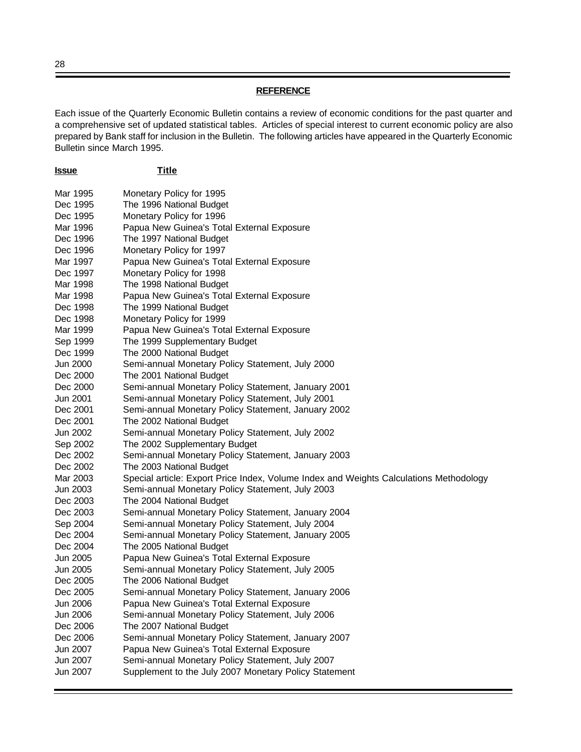## REFERENCE

Each issue of the Quarterly Economic Bulletin contains a review of economic conditions for the past quarter and a comprehensive set of updated statistical tables. Articles of special interest to current economic policy are also prepared by Bank staff for inclusion in the Bulletin. The following articles have appeared in the Quarterly Economic Bulletin since March 1995.

| Issue | Title |
|---|---|
| Mar 1995 | Monetary Policy for 1995 |
| Dec 1995 | The 1996 National Budget |
| Dec 1995 | Monetary Policy for 1996 |
| Mar 1996 | Papua New Guinea's Total External Exposure |
| Dec 1996 | The 1997 National Budget |
| Dec 1996 | Monetary Policy for 1997 |
| Mar 1997 | Papua New Guinea's Total External Exposure |
| Dec 1997 | Monetary Policy for 1998 |
| Mar 1998 | The 1998 National Budget |
| Mar 1998 | Papua New Guinea's Total External Exposure |
| Dec 1998 | The 1999 National Budget |
| Dec 1998 | Monetary Policy for 1999 |
| Mar 1999 | Papua New Guinea's Total External Exposure |
| Sep 1999 | The 1999 Supplementary Budget |
| Dec 1999 | The 2000 National Budget |
| Jun 2000 | Semi-annual Monetary Policy Statement, July 2000 |
| Dec 2000 | The 2001 National Budget |
| Dec 2000 | Semi-annual Monetary Policy Statement, January 2001 |
| Jun 2001 | Semi-annual Monetary Policy Statement, July 2001 |
| Dec 2001 | Semi-annual Monetary Policy Statement, January 2002 |
| Dec 2001 | The 2002 National Budget |
| Jun 2002 | Semi-annual Monetary Policy Statement, July 2002 |
| Sep 2002 | The 2002 Supplementary Budget |
| Dec 2002 | Semi-annual Monetary Policy Statement, January 2003 |
| Dec 2002 | The 2003 National Budget |
| Mar 2003 | Special article: Export Price Index, Volume Index and Weights Calculations Methodology |
| Jun 2003 | Semi-annual Monetary Policy Statement, July 2003 |
| Dec 2003 | The 2004 National Budget |
| Dec 2003 | Semi-annual Monetary Policy Statement, January 2004 |
| Sep 2004 | Semi-annual Monetary Policy Statement, July 2004 |
| Dec 2004 | Semi-annual Monetary Policy Statement, January 2005 |
| Dec 2004 | The 2005 National Budget |
| Jun 2005 | Papua New Guinea's Total External Exposure |
| Jun 2005 | Semi-annual Monetary Policy Statement, July 2005 |
| Dec 2005 | The 2006 National Budget |
| Dec 2005 | Semi-annual Monetary Policy Statement, January 2006 |
| Jun 2006 | Papua New Guinea's Total External Exposure |
| Jun 2006 | Semi-annual Monetary Policy Statement, July 2006 |
| Dec 2006 | The 2007 National Budget |
| Dec 2006 | Semi-annual Monetary Policy Statement, January 2007 |
| Jun 2007 | Papua New Guinea's Total External Exposure |
| Jun 2007 | Semi-annual Monetary Policy Statement, July 2007 |
| Jun 2007 | Supplement to the July 2007 Monetary Policy Statement |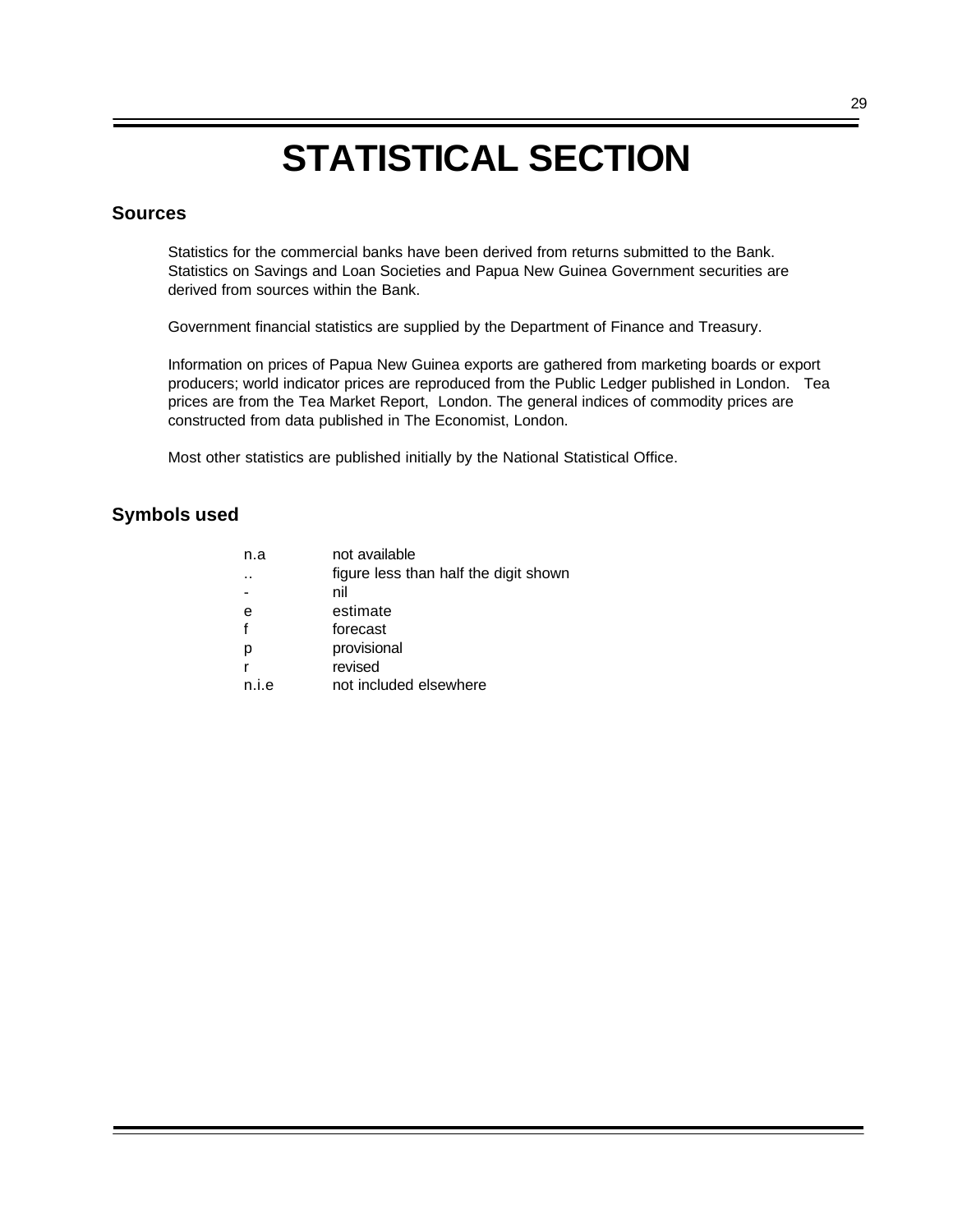# STATISTICAL SECTION

## Sources

Statistics for the commercial banks have been derived from returns submitted to the Bank. Statistics on Savings and Loan Societies and Papua New Guinea Government securities are derived from sources within the Bank.

Government financial statistics are supplied by the Department of Finance and Treasury.

Information on prices of Papua New Guinea exports are gathered from marketing boards or export producers; world indicator prices are reproduced from the Public Ledger published in London. Tea prices are from the Tea Market Report, London. The general indices of commodity prices are constructed from data published in The Economist, London.

Most other statistics are published initially by the National Statistical Office.

## Symbols used

| | |
|---|---|
| n.a | not available |
| .. | figure less than half the digit shown |
| - | nil |
| e | estimate |
| f | forecast |
| p | provisional |
| r | revised |
| n.i.e | not included elsewhere |